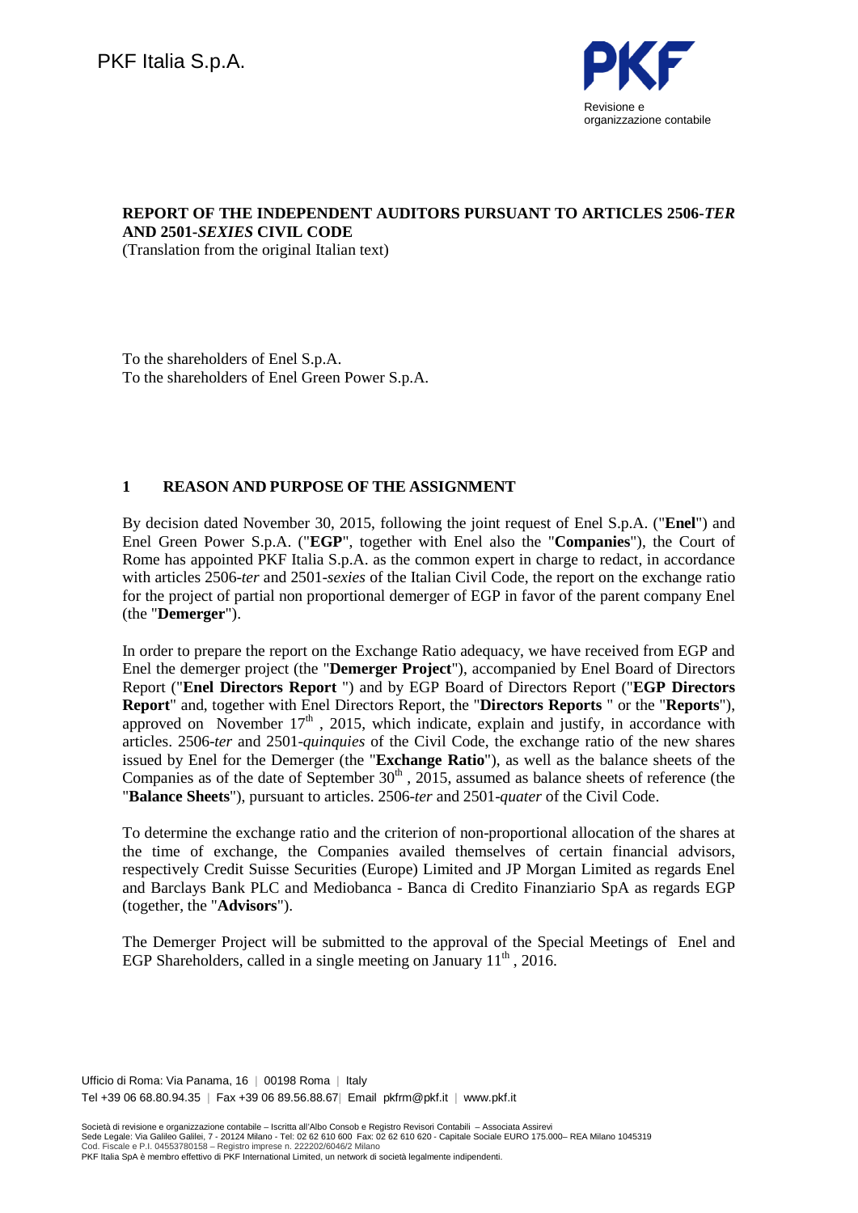PKF Italia S.p.A.

**REPORT OF THE INDEPENDENT AUDITORS PURSUANT TO ARTICLES 2506-*TER* AND 2501-*SEXIES* CIVIL CODE**

(Translation from the original Italian text)

To the shareholders of Enel S.p.A.
To the shareholders of Enel Green Power S.p.A.

## 1 REASON AND PURPOSE OF THE ASSIGNMENT

By decision dated November 30, 2015, following the joint request of Enel S.p.A. ("**Enel**") and Enel Green Power S.p.A. ("**EGP**", together with Enel also the "**Companies**"), the Court of Rome has appointed PKF Italia S.p.A. as the common expert in charge to redact, in accordance with articles 2506-*ter* and 2501-*sexies* of the Italian Civil Code, the report on the exchange ratio for the project of partial non proportional demerger of EGP in favor of the parent company Enel (the "**Demerger**").

In order to prepare the report on the Exchange Ratio adequacy, we have received from EGP and Enel the demerger project (the "**Demerger Project**"), accompanied by Enel Board of Directors Report ("**Enel Directors Report** ") and by EGP Board of Directors Report ("**EGP Directors Report**" and, together with Enel Directors Report, the "**Directors Reports** " or the "**Reports**"), approved on November 17th , 2015, which indicate, explain and justify, in accordance with articles. 2506-*ter* and 2501-*quinquies* of the Civil Code, the exchange ratio of the new shares issued by Enel for the Demerger (the "**Exchange Ratio**"), as well as the balance sheets of the Companies as of the date of September 30th , 2015, assumed as balance sheets of reference (the "**Balance Sheets**"), pursuant to articles. 2506-*ter* and 2501-*quater* of the Civil Code.

To determine the exchange ratio and the criterion of non-proportional allocation of the shares at the time of exchange, the Companies availed themselves of certain financial advisors, respectively Credit Suisse Securities (Europe) Limited and JP Morgan Limited as regards Enel and Barclays Bank PLC and Mediobanca - Banca di Credito Finanziario SpA as regards EGP (together, the "**Advisors**").

The Demerger Project will be submitted to the approval of the Special Meetings of Enel and EGP Shareholders, called in a single meeting on January 11th , 2016.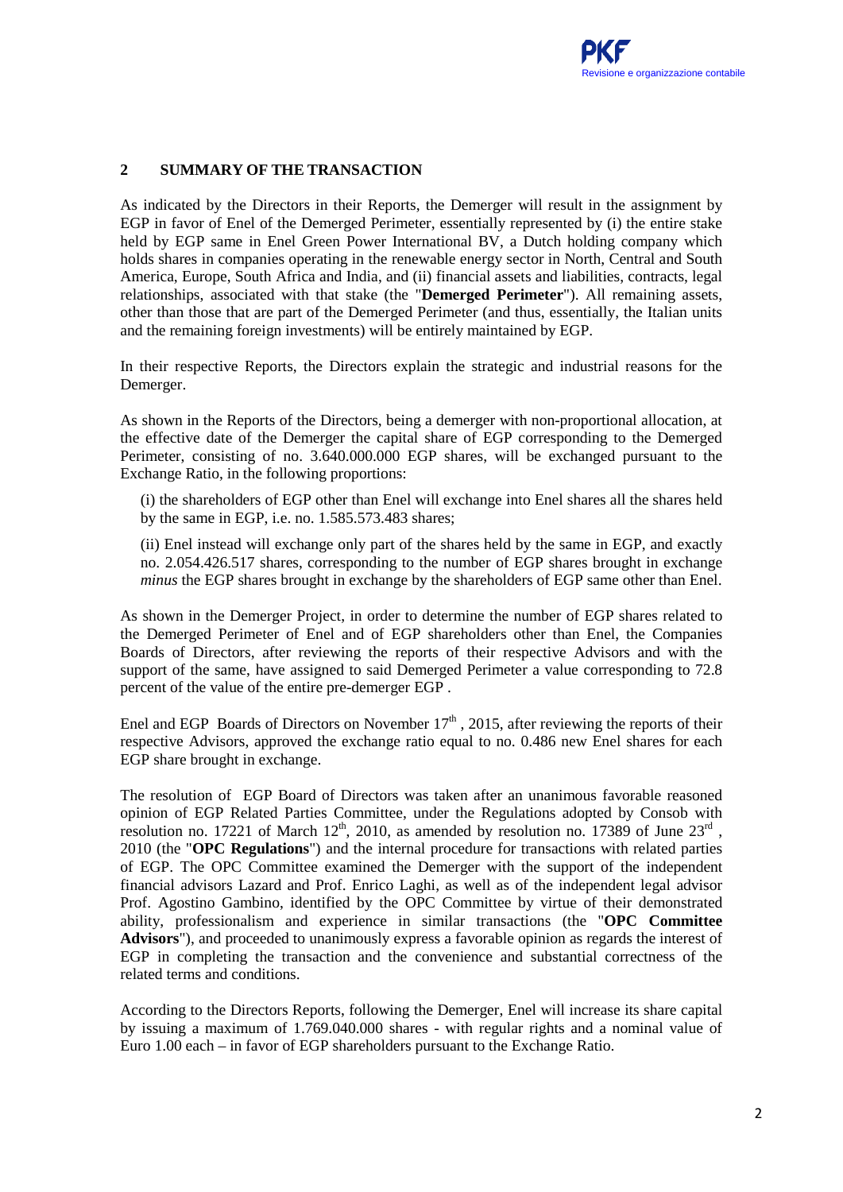## 2 SUMMARY OF THE TRANSACTION

As indicated by the Directors in their Reports, the Demerger will result in the assignment by EGP in favor of Enel of the Demerged Perimeter, essentially represented by (i) the entire stake held by EGP same in Enel Green Power International BV, a Dutch holding company which holds shares in companies operating in the renewable energy sector in North, Central and South America, Europe, South Africa and India, and (ii) financial assets and liabilities, contracts, legal relationships, associated with that stake (the "**Demerged Perimeter**"). All remaining assets, other than those that are part of the Demerged Perimeter (and thus, essentially, the Italian units and the remaining foreign investments) will be entirely maintained by EGP.

In their respective Reports, the Directors explain the strategic and industrial reasons for the Demerger.

As shown in the Reports of the Directors, being a demerger with non-proportional allocation, at the effective date of the Demerger the capital share of EGP corresponding to the Demerged Perimeter, consisting of no. 3.640.000.000 EGP shares, will be exchanged pursuant to the Exchange Ratio, in the following proportions:

(i) the shareholders of EGP other than Enel will exchange into Enel shares all the shares held by the same in EGP, i.e. no. 1.585.573.483 shares;

(ii) Enel instead will exchange only part of the shares held by the same in EGP, and exactly no. 2.054.426.517 shares, corresponding to the number of EGP shares brought in exchange *minus* the EGP shares brought in exchange by the shareholders of EGP same other than Enel.

As shown in the Demerger Project, in order to determine the number of EGP shares related to the Demerged Perimeter of Enel and of EGP shareholders other than Enel, the Companies Boards of Directors, after reviewing the reports of their respective Advisors and with the support of the same, have assigned to said Demerged Perimeter a value corresponding to 72.8 percent of the value of the entire pre-demerger EGP .

Enel and EGP Boards of Directors on November 17th , 2015, after reviewing the reports of their respective Advisors, approved the exchange ratio equal to no. 0.486 new Enel shares for each EGP share brought in exchange.

The resolution of EGP Board of Directors was taken after an unanimous favorable reasoned opinion of EGP Related Parties Committee, under the Regulations adopted by Consob with resolution no. 17221 of March 12th, 2010, as amended by resolution no. 17389 of June 23rd , 2010 (the "**OPC Regulations**") and the internal procedure for transactions with related parties of EGP. The OPC Committee examined the Demerger with the support of the independent financial advisors Lazard and Prof. Enrico Laghi, as well as of the independent legal advisor Prof. Agostino Gambino, identified by the OPC Committee by virtue of their demonstrated ability, professionalism and experience in similar transactions (the "**OPC Committee Advisors**"), and proceeded to unanimously express a favorable opinion as regards the interest of EGP in completing the transaction and the convenience and substantial correctness of the related terms and conditions.

According to the Directors Reports, following the Demerger, Enel will increase its share capital by issuing a maximum of 1.769.040.000 shares - with regular rights and a nominal value of Euro 1.00 each – in favor of EGP shareholders pursuant to the Exchange Ratio.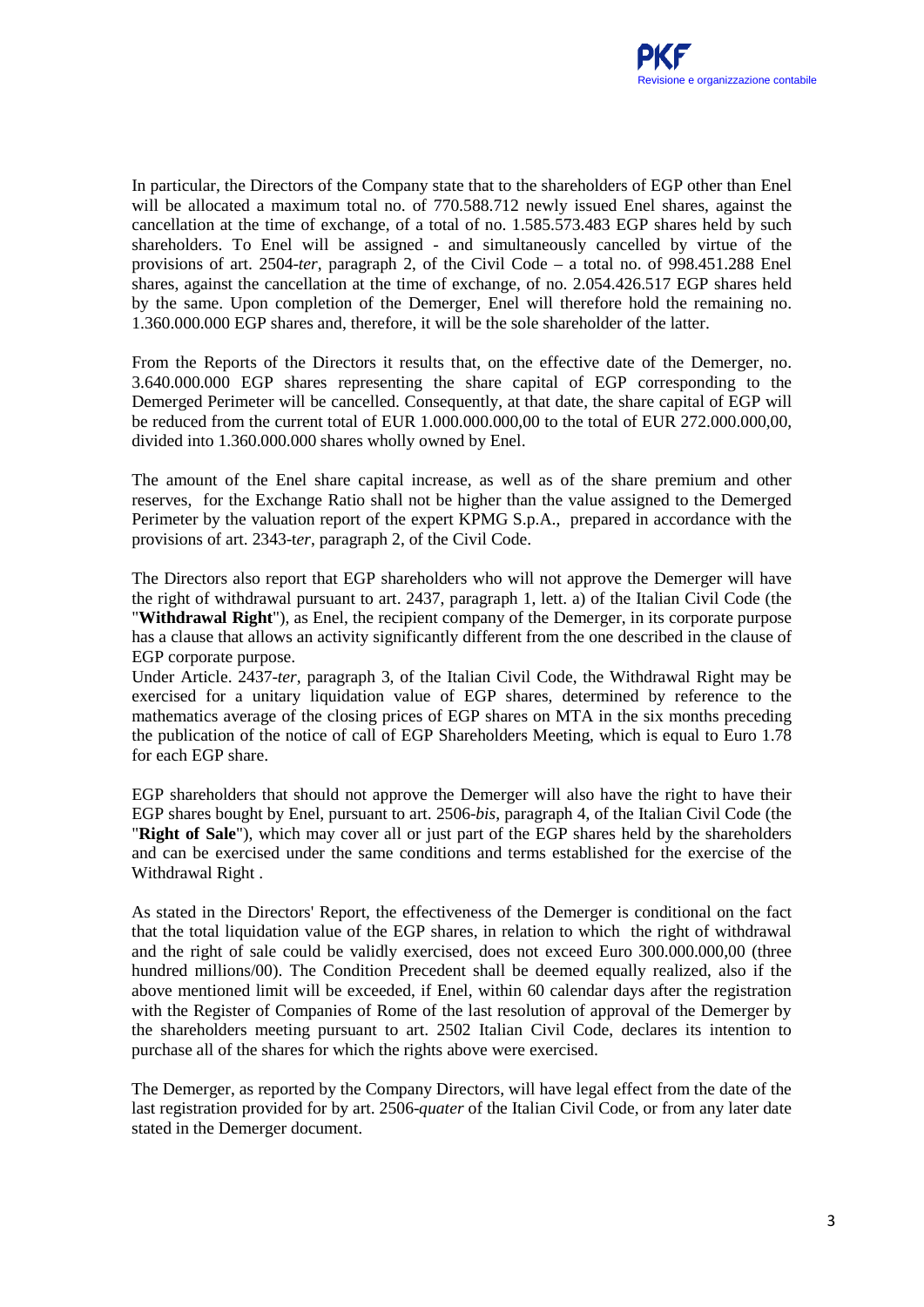In particular, the Directors of the Company state that to the shareholders of EGP other than Enel will be allocated a maximum total no. of 770.588.712 newly issued Enel shares, against the cancellation at the time of exchange, of a total of no. 1.585.573.483 EGP shares held by such shareholders. To Enel will be assigned - and simultaneously cancelled by virtue of the provisions of art. 2504-*ter*, paragraph 2, of the Civil Code – a total no. of 998.451.288 Enel shares, against the cancellation at the time of exchange, of no. 2.054.426.517 EGP shares held by the same. Upon completion of the Demerger, Enel will therefore hold the remaining no. 1.360.000.000 EGP shares and, therefore, it will be the sole shareholder of the latter.

From the Reports of the Directors it results that, on the effective date of the Demerger, no. 3.640.000.000 EGP shares representing the share capital of EGP corresponding to the Demerged Perimeter will be cancelled. Consequently, at that date, the share capital of EGP will be reduced from the current total of EUR 1.000.000.000,00 to the total of EUR 272.000.000,00, divided into 1.360.000.000 shares wholly owned by Enel.

The amount of the Enel share capital increase, as well as of the share premium and other reserves, for the Exchange Ratio shall not be higher than the value assigned to the Demerged Perimeter by the valuation report of the expert KPMG S.p.A., prepared in accordance with the provisions of art. 2343-t*er*, paragraph 2, of the Civil Code.

The Directors also report that EGP shareholders who will not approve the Demerger will have the right of withdrawal pursuant to art. 2437, paragraph 1, lett. a) of the Italian Civil Code (the "**Withdrawal Right**"), as Enel, the recipient company of the Demerger, in its corporate purpose has a clause that allows an activity significantly different from the one described in the clause of EGP corporate purpose.
Under Article. 2437-*ter*, paragraph 3, of the Italian Civil Code, the Withdrawal Right may be exercised for a unitary liquidation value of EGP shares, determined by reference to the mathematics average of the closing prices of EGP shares on MTA in the six months preceding the publication of the notice of call of EGP Shareholders Meeting, which is equal to Euro 1.78 for each EGP share.

EGP shareholders that should not approve the Demerger will also have the right to have their EGP shares bought by Enel, pursuant to art. 2506-*bis*, paragraph 4, of the Italian Civil Code (the "**Right of Sale**"), which may cover all or just part of the EGP shares held by the shareholders and can be exercised under the same conditions and terms established for the exercise of the Withdrawal Right .

As stated in the Directors' Report, the effectiveness of the Demerger is conditional on the fact that the total liquidation value of the EGP shares, in relation to which the right of withdrawal and the right of sale could be validly exercised, does not exceed Euro 300.000.000,00 (three hundred millions/00). The Condition Precedent shall be deemed equally realized, also if the above mentioned limit will be exceeded, if Enel, within 60 calendar days after the registration with the Register of Companies of Rome of the last resolution of approval of the Demerger by the shareholders meeting pursuant to art. 2502 Italian Civil Code, declares its intention to purchase all of the shares for which the rights above were exercised.

The Demerger, as reported by the Company Directors, will have legal effect from the date of the last registration provided for by art. 2506-*quater* of the Italian Civil Code, or from any later date stated in the Demerger document.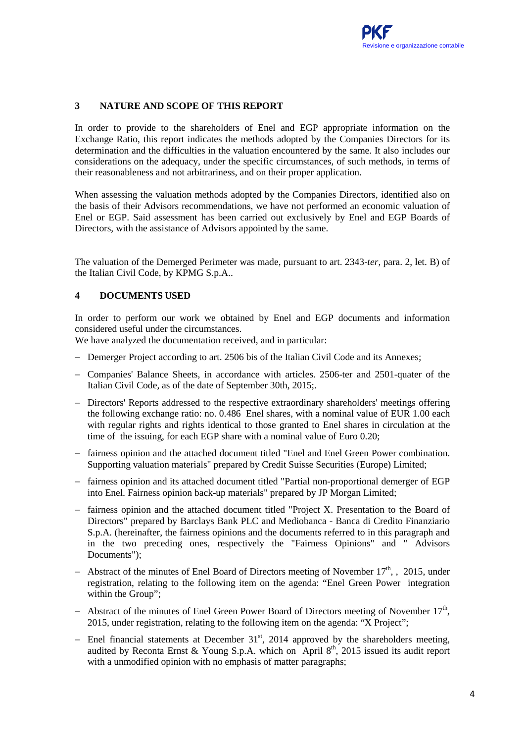## 3 NATURE AND SCOPE OF THIS REPORT

In order to provide to the shareholders of Enel and EGP appropriate information on the Exchange Ratio, this report indicates the methods adopted by the Companies Directors for its determination and the difficulties in the valuation encountered by the same. It also includes our considerations on the adequacy, under the specific circumstances, of such methods, in terms of their reasonableness and not arbitrariness, and on their proper application.

When assessing the valuation methods adopted by the Companies Directors, identified also on the basis of their Advisors recommendations, we have not performed an economic valuation of Enel or EGP. Said assessment has been carried out exclusively by Enel and EGP Boards of Directors, with the assistance of Advisors appointed by the same.

The valuation of the Demerged Perimeter was made, pursuant to art. 2343-*ter*, para. 2, let. B) of the Italian Civil Code, by KPMG S.p.A..

## 4 DOCUMENTS USED

In order to perform our work we obtained by Enel and EGP documents and information considered useful under the circumstances.
We have analyzed the documentation received, and in particular:

- Demerger Project according to art. 2506 bis of the Italian Civil Code and its Annexes;
- Companies' Balance Sheets, in accordance with articles. 2506-ter and 2501-quater of the Italian Civil Code, as of the date of September 30th, 2015;.
- Directors' Reports addressed to the respective extraordinary shareholders' meetings offering the following exchange ratio: no. 0.486 Enel shares, with a nominal value of EUR 1.00 each with regular rights and rights identical to those granted to Enel shares in circulation at the time of the issuing, for each EGP share with a nominal value of Euro 0.20;
- fairness opinion and the attached document titled "Enel and Enel Green Power combination. Supporting valuation materials" prepared by Credit Suisse Securities (Europe) Limited;
- fairness opinion and its attached document titled "Partial non-proportional demerger of EGP into Enel. Fairness opinion back-up materials" prepared by JP Morgan Limited;
- fairness opinion and the attached document titled "Project X. Presentation to the Board of Directors" prepared by Barclays Bank PLC and Mediobanca - Banca di Credito Finanziario S.p.A. (hereinafter, the fairness opinions and the documents referred to in this paragraph and in the two preceding ones, respectively the "Fairness Opinions" and " Advisors Documents");
- Abstract of the minutes of Enel Board of Directors meeting of November 17th, , 2015, under registration, relating to the following item on the agenda: "Enel Green Power integration within the Group";
- Abstract of the minutes of Enel Green Power Board of Directors meeting of November 17th, 2015, under registration, relating to the following item on the agenda: "X Project";
- Enel financial statements at December 31st, 2014 approved by the shareholders meeting, audited by Reconta Ernst & Young S.p.A. which on April 8th, 2015 issued its audit report with a unmodified opinion with no emphasis of matter paragraphs;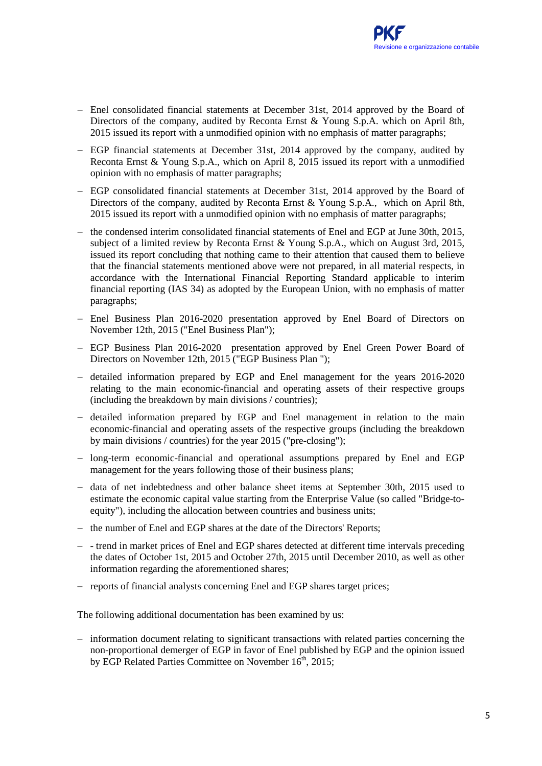- Enel consolidated financial statements at December 31st, 2014 approved by the Board of Directors of the company, audited by Reconta Ernst & Young S.p.A. which on April 8th, 2015 issued its report with a unmodified opinion with no emphasis of matter paragraphs;
- EGP financial statements at December 31st, 2014 approved by the company, audited by Reconta Ernst & Young S.p.A., which on April 8, 2015 issued its report with a unmodified opinion with no emphasis of matter paragraphs;
- EGP consolidated financial statements at December 31st, 2014 approved by the Board of Directors of the company, audited by Reconta Ernst & Young S.p.A., which on April 8th, 2015 issued its report with a unmodified opinion with no emphasis of matter paragraphs;
- the condensed interim consolidated financial statements of Enel and EGP at June 30th, 2015, subject of a limited review by Reconta Ernst & Young S.p.A., which on August 3rd, 2015, issued its report concluding that nothing came to their attention that caused them to believe that the financial statements mentioned above were not prepared, in all material respects, in accordance with the International Financial Reporting Standard applicable to interim financial reporting (IAS 34) as adopted by the European Union, with no emphasis of matter paragraphs;
- Enel Business Plan 2016-2020 presentation approved by Enel Board of Directors on November 12th, 2015 ("Enel Business Plan");
- EGP Business Plan 2016-2020 presentation approved by Enel Green Power Board of Directors on November 12th, 2015 ("EGP Business Plan ");
- detailed information prepared by EGP and Enel management for the years 2016-2020 relating to the main economic-financial and operating assets of their respective groups (including the breakdown by main divisions / countries);
- detailed information prepared by EGP and Enel management in relation to the main economic-financial and operating assets of the respective groups (including the breakdown by main divisions / countries) for the year 2015 ("pre-closing");
- long-term economic-financial and operational assumptions prepared by Enel and EGP management for the years following those of their business plans;
- data of net indebtedness and other balance sheet items at September 30th, 2015 used to estimate the economic capital value starting from the Enterprise Value (so called "Bridge-to-equity"), including the allocation between countries and business units;
- the number of Enel and EGP shares at the date of the Directors' Reports;
- - trend in market prices of Enel and EGP shares detected at different time intervals preceding the dates of October 1st, 2015 and October 27th, 2015 until December 2010, as well as other information regarding the aforementioned shares;
- reports of financial analysts concerning Enel and EGP shares target prices;

The following additional documentation has been examined by us:

- information document relating to significant transactions with related parties concerning the non-proportional demerger of EGP in favor of Enel published by EGP and the opinion issued by EGP Related Parties Committee on November 16th, 2015;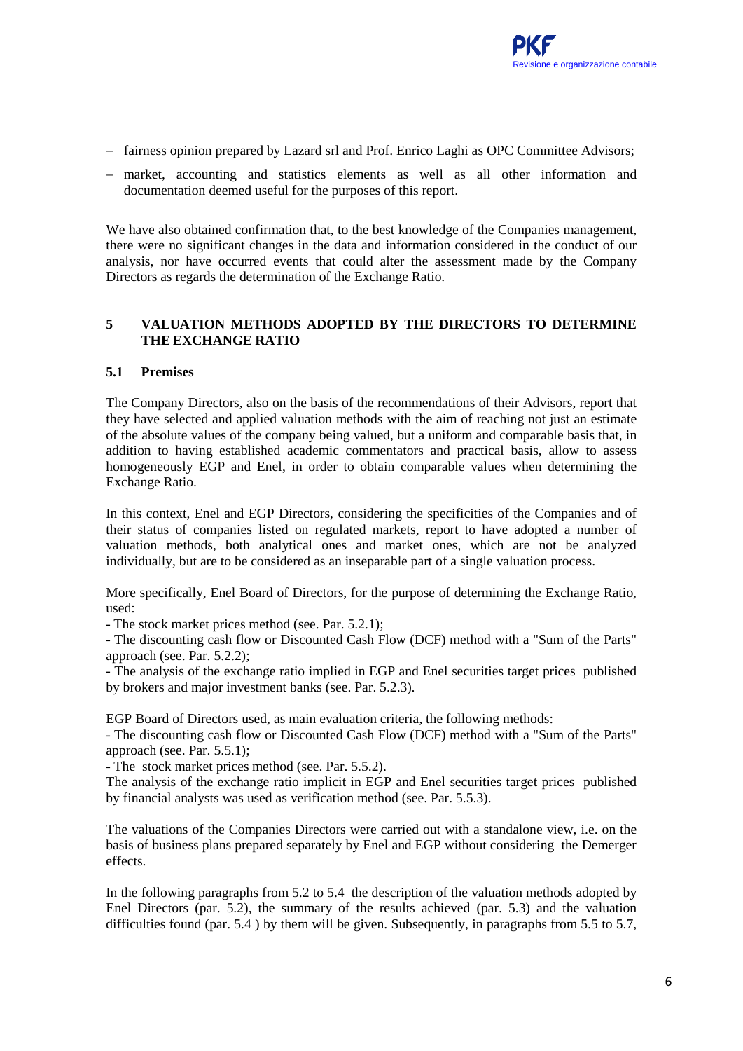- fairness opinion prepared by Lazard srl and Prof. Enrico Laghi as OPC Committee Advisors;
- market, accounting and statistics elements as well as all other information and documentation deemed useful for the purposes of this report.

We have also obtained confirmation that, to the best knowledge of the Companies management, there were no significant changes in the data and information considered in the conduct of our analysis, nor have occurred events that could alter the assessment made by the Company Directors as regards the determination of the Exchange Ratio.

## 5 VALUATION METHODS ADOPTED BY THE DIRECTORS TO DETERMINE THE EXCHANGE RATIO

### 5.1 Premises

The Company Directors, also on the basis of the recommendations of their Advisors, report that they have selected and applied valuation methods with the aim of reaching not just an estimate of the absolute values of the company being valued, but a uniform and comparable basis that, in addition to having established academic commentators and practical basis, allow to assess homogeneously EGP and Enel, in order to obtain comparable values when determining the Exchange Ratio.

In this context, Enel and EGP Directors, considering the specificities of the Companies and of their status of companies listed on regulated markets, report to have adopted a number of valuation methods, both analytical ones and market ones, which are not be analyzed individually, but are to be considered as an inseparable part of a single valuation process.

More specifically, Enel Board of Directors, for the purpose of determining the Exchange Ratio, used:
- The stock market prices method (see. Par. 5.2.1);
- The discounting cash flow or Discounted Cash Flow (DCF) method with a "Sum of the Parts" approach (see. Par. 5.2.2);
- The analysis of the exchange ratio implied in EGP and Enel securities target prices published by brokers and major investment banks (see. Par. 5.2.3).

EGP Board of Directors used, as main evaluation criteria, the following methods:
- The discounting cash flow or Discounted Cash Flow (DCF) method with a "Sum of the Parts" approach (see. Par. 5.5.1);
- The stock market prices method (see. Par. 5.5.2).
The analysis of the exchange ratio implicit in EGP and Enel securities target prices published by financial analysts was used as verification method (see. Par. 5.5.3).

The valuations of the Companies Directors were carried out with a standalone view, i.e. on the basis of business plans prepared separately by Enel and EGP without considering the Demerger effects.

In the following paragraphs from 5.2 to 5.4 the description of the valuation methods adopted by Enel Directors (par. 5.2), the summary of the results achieved (par. 5.3) and the valuation difficulties found (par. 5.4 ) by them will be given. Subsequently, in paragraphs from 5.5 to 5.7,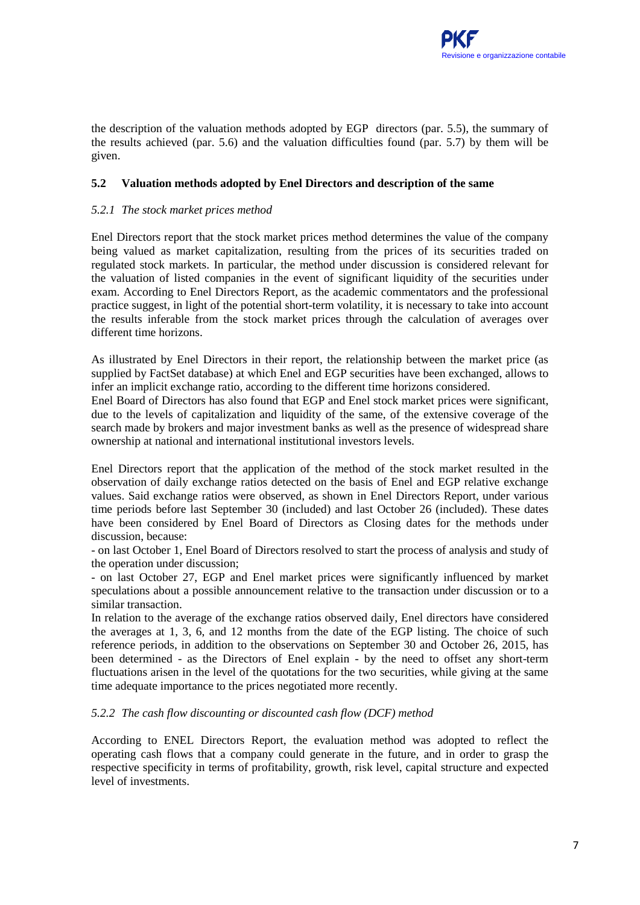the description of the valuation methods adopted by EGP directors (par. 5.5), the summary of the results achieved (par. 5.6) and the valuation difficulties found (par. 5.7) by them will be given.

### 5.2 Valuation methods adopted by Enel Directors and description of the same

#### *5.2.1 The stock market prices method*

Enel Directors report that the stock market prices method determines the value of the company being valued as market capitalization, resulting from the prices of its securities traded on regulated stock markets. In particular, the method under discussion is considered relevant for the valuation of listed companies in the event of significant liquidity of the securities under exam. According to Enel Directors Report, as the academic commentators and the professional practice suggest, in light of the potential short-term volatility, it is necessary to take into account the results inferable from the stock market prices through the calculation of averages over different time horizons.

As illustrated by Enel Directors in their report, the relationship between the market price (as supplied by FactSet database) at which Enel and EGP securities have been exchanged, allows to infer an implicit exchange ratio, according to the different time horizons considered.
Enel Board of Directors has also found that EGP and Enel stock market prices were significant, due to the levels of capitalization and liquidity of the same, of the extensive coverage of the search made by brokers and major investment banks as well as the presence of widespread share ownership at national and international institutional investors levels.

Enel Directors report that the application of the method of the stock market resulted in the observation of daily exchange ratios detected on the basis of Enel and EGP relative exchange values. Said exchange ratios were observed, as shown in Enel Directors Report, under various time periods before last September 30 (included) and last October 26 (included). These dates have been considered by Enel Board of Directors as Closing dates for the methods under discussion, because:
- on last October 1, Enel Board of Directors resolved to start the process of analysis and study of the operation under discussion;
- on last October 27, EGP and Enel market prices were significantly influenced by market speculations about a possible announcement relative to the transaction under discussion or to a similar transaction.
In relation to the average of the exchange ratios observed daily, Enel directors have considered the averages at 1, 3, 6, and 12 months from the date of the EGP listing. The choice of such reference periods, in addition to the observations on September 30 and October 26, 2015, has been determined - as the Directors of Enel explain - by the need to offset any short-term fluctuations arisen in the level of the quotations for the two securities, while giving at the same time adequate importance to the prices negotiated more recently.

#### *5.2.2 The cash flow discounting or discounted cash flow (DCF) method*

According to ENEL Directors Report, the evaluation method was adopted to reflect the operating cash flows that a company could generate in the future, and in order to grasp the respective specificity in terms of profitability, growth, risk level, capital structure and expected level of investments.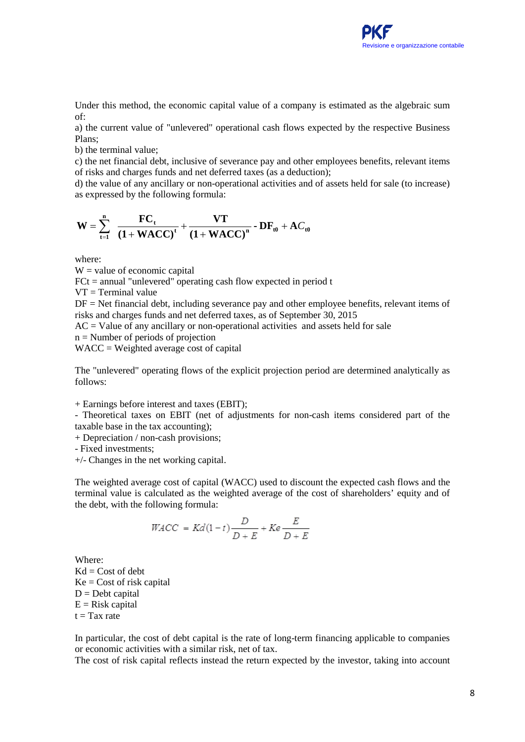Under this method, the economic capital value of a company is estimated as the algebraic sum of:

a) the current value of "unlevered" operational cash flows expected by the respective Business Plans;

b) the terminal value;

c) the net financial debt, inclusive of severance pay and other employees benefits, relevant items of risks and charges funds and net deferred taxes (as a deduction);

d) the value of any ancillary or non-operational activities and of assets held for sale (to increase) as expressed by the following formula:

$$\mathbf{W} = \sum_{t=1}^{n} \frac{\mathbf{FC_t}}{(\mathbf{1} + \mathbf{WACC})^{t}} + \frac{\mathbf{VT}}{(\mathbf{1} + \mathbf{WACC})^{n}} - \mathbf{DF_{t0}} + \mathbf{AC_{t0}}$$

where:

W = value of economic capital

FCt = annual "unlevered" operating cash flow expected in period t

VT = Terminal value

DF = Net financial debt, including severance pay and other employee benefits, relevant items of risks and charges funds and net deferred taxes, as of September 30, 2015

AC = Value of any ancillary or non-operational activities and assets held for sale

n = Number of periods of projection

WACC = Weighted average cost of capital

The "unlevered" operating flows of the explicit projection period are determined analytically as follows:

+ Earnings before interest and taxes (EBIT);

- Theoretical taxes on EBIT (net of adjustments for non-cash items considered part of the taxable base in the tax accounting);

+ Depreciation / non-cash provisions;

- Fixed investments;

+/- Changes in the net working capital.

The weighted average cost of capital (WACC) used to discount the expected cash flows and the terminal value is calculated as the weighted average of the cost of shareholders' equity and of the debt, with the following formula:

$$WACC = Kd(1-t)\frac{D}{D+E} + Ke\frac{E}{D+E}$$

Where:

Kd = Cost of debt

Ke = Cost of risk capital

D = Debt capital

E = Risk capital

t = Tax rate

In particular, the cost of debt capital is the rate of long-term financing applicable to companies or economic activities with a similar risk, net of tax.

The cost of risk capital reflects instead the return expected by the investor, taking into account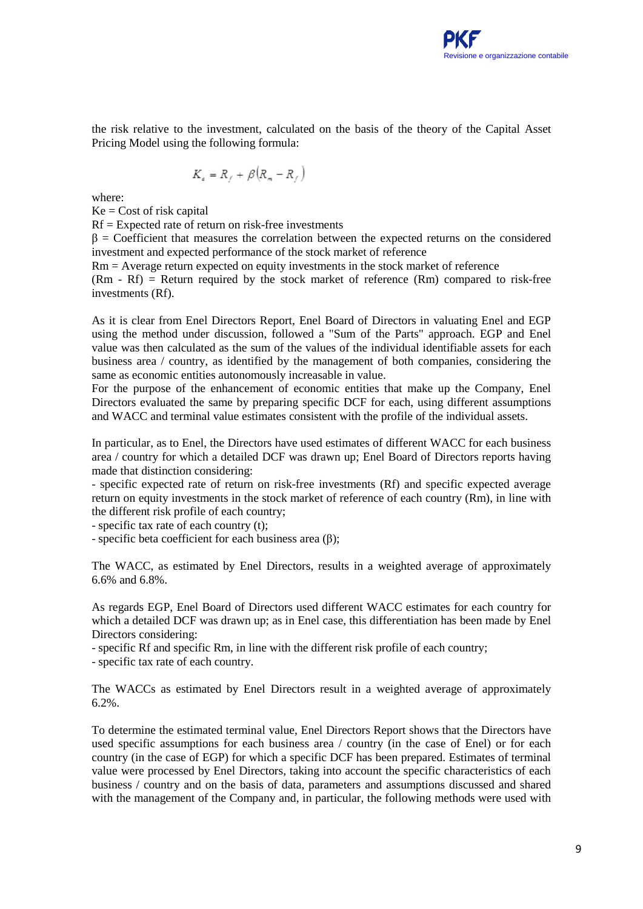the risk relative to the investment, calculated on the basis of the theory of the Capital Asset Pricing Model using the following formula:

$$K_e = R_f + \beta(R_m - R_f)$$

where:
Ke = Cost of risk capital
Rf = Expected rate of return on risk-free investments
β = Coefficient that measures the correlation between the expected returns on the considered investment and expected performance of the stock market of reference
Rm = Average return expected on equity investments in the stock market of reference
(Rm - Rf) = Return required by the stock market of reference (Rm) compared to risk-free investments (Rf).

As it is clear from Enel Directors Report, Enel Board of Directors in valuating Enel and EGP using the method under discussion, followed a "Sum of the Parts" approach. EGP and Enel value was then calculated as the sum of the values of the individual identifiable assets for each business area / country, as identified by the management of both companies, considering the same as economic entities autonomously increasable in value.
For the purpose of the enhancement of economic entities that make up the Company, Enel Directors evaluated the same by preparing specific DCF for each, using different assumptions and WACC and terminal value estimates consistent with the profile of the individual assets.

In particular, as to Enel, the Directors have used estimates of different WACC for each business area / country for which a detailed DCF was drawn up; Enel Board of Directors reports having made that distinction considering:
- specific expected rate of return on risk-free investments (Rf) and specific expected average return on equity investments in the stock market of reference of each country (Rm), in line with the different risk profile of each country;
- specific tax rate of each country (t);
- specific beta coefficient for each business area (β);

The WACC, as estimated by Enel Directors, results in a weighted average of approximately 6.6% and 6.8%.

As regards EGP, Enel Board of Directors used different WACC estimates for each country for which a detailed DCF was drawn up; as in Enel case, this differentiation has been made by Enel Directors considering:
- specific Rf and specific Rm, in line with the different risk profile of each country;
- specific tax rate of each country.

The WACCs as estimated by Enel Directors result in a weighted average of approximately 6.2%.

To determine the estimated terminal value, Enel Directors Report shows that the Directors have used specific assumptions for each business area / country (in the case of Enel) or for each country (in the case of EGP) for which a specific DCF has been prepared. Estimates of terminal value were processed by Enel Directors, taking into account the specific characteristics of each business / country and on the basis of data, parameters and assumptions discussed and shared with the management of the Company and, in particular, the following methods were used with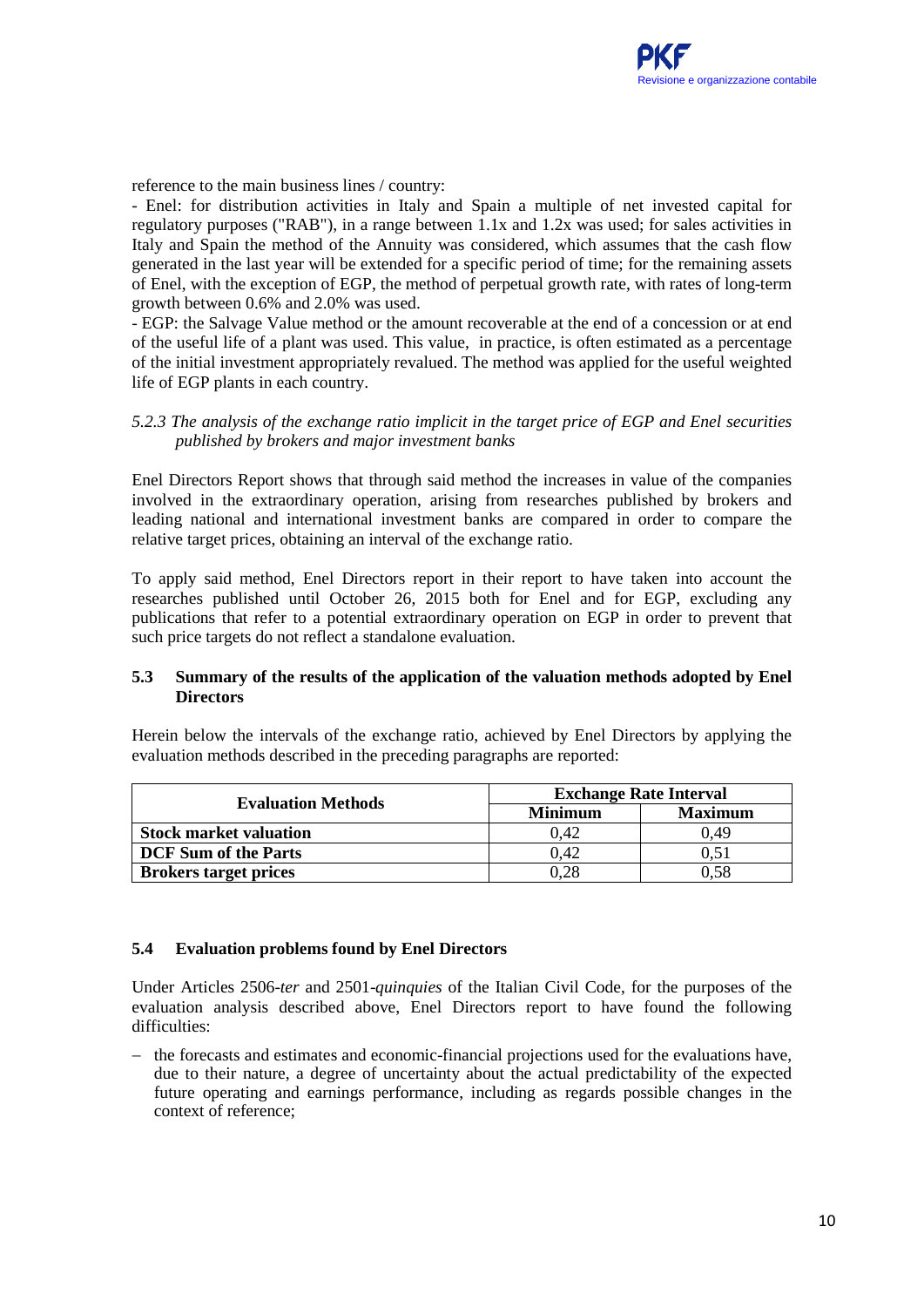reference to the main business lines / country:

- Enel: for distribution activities in Italy and Spain a multiple of net invested capital for regulatory purposes ("RAB"), in a range between 1.1x and 1.2x was used; for sales activities in Italy and Spain the method of the Annuity was considered, which assumes that the cash flow generated in the last year will be extended for a specific period of time; for the remaining assets of Enel, with the exception of EGP, the method of perpetual growth rate, with rates of long-term growth between 0.6% and 2.0% was used.
- EGP: the Salvage Value method or the amount recoverable at the end of a concession or at end of the useful life of a plant was used. This value, in practice, is often estimated as a percentage of the initial investment appropriately revalued. The method was applied for the useful weighted life of EGP plants in each country.

*5.2.3 The analysis of the exchange ratio implicit in the target price of EGP and Enel securities published by brokers and major investment banks*

Enel Directors Report shows that through said method the increases in value of the companies involved in the extraordinary operation, arising from researches published by brokers and leading national and international investment banks are compared in order to compare the relative target prices, obtaining an interval of the exchange ratio.

To apply said method, Enel Directors report in their report to have taken into account the researches published until October 26, 2015 both for Enel and for EGP, excluding any publications that refer to a potential extraordinary operation on EGP in order to prevent that such price targets do not reflect a standalone evaluation.

## 5.3 Summary of the results of the application of the valuation methods adopted by Enel Directors

Herein below the intervals of the exchange ratio, achieved by Enel Directors by applying the evaluation methods described in the preceding paragraphs are reported:

| Evaluation Methods | Exchange Rate Interval | |
|---|---|---|
| | Minimum | Maximum |
| **Stock market valuation** | 0,42 | 0,49 |
| **DCF Sum of the Parts** | 0,42 | 0,51 |
| **Brokers target prices** | 0,28 | 0,58 |

## 5.4 Evaluation problems found by Enel Directors

Under Articles 2506-*ter* and 2501-*quinquies* of the Italian Civil Code, for the purposes of the evaluation analysis described above, Enel Directors report to have found the following difficulties:

- the forecasts and estimates and economic-financial projections used for the evaluations have, due to their nature, a degree of uncertainty about the actual predictability of the expected future operating and earnings performance, including as regards possible changes in the context of reference;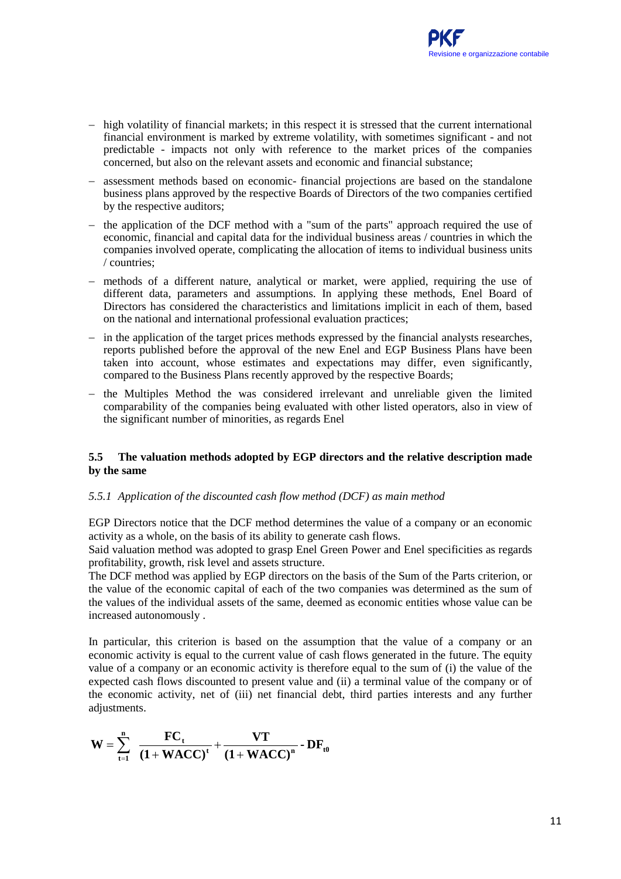- high volatility of financial markets; in this respect it is stressed that the current international financial environment is marked by extreme volatility, with sometimes significant - and not predictable - impacts not only with reference to the market prices of the companies concerned, but also on the relevant assets and economic and financial substance;
- assessment methods based on economic- financial projections are based on the standalone business plans approved by the respective Boards of Directors of the two companies certified by the respective auditors;
- the application of the DCF method with a "sum of the parts" approach required the use of economic, financial and capital data for the individual business areas / countries in which the companies involved operate, complicating the allocation of items to individual business units / countries;
- methods of a different nature, analytical or market, were applied, requiring the use of different data, parameters and assumptions. In applying these methods, Enel Board of Directors has considered the characteristics and limitations implicit in each of them, based on the national and international professional evaluation practices;
- in the application of the target prices methods expressed by the financial analysts researches, reports published before the approval of the new Enel and EGP Business Plans have been taken into account, whose estimates and expectations may differ, even significantly, compared to the Business Plans recently approved by the respective Boards;
- the Multiples Method the was considered irrelevant and unreliable given the limited comparability of the companies being evaluated with other listed operators, also in view of the significant number of minorities, as regards Enel

### 5.5 The valuation methods adopted by EGP directors and the relative description made by the same

#### *5.5.1 Application of the discounted cash flow method (DCF) as main method*

EGP Directors notice that the DCF method determines the value of a company or an economic activity as a whole, on the basis of its ability to generate cash flows.
Said valuation method was adopted to grasp Enel Green Power and Enel specificities as regards profitability, growth, risk level and assets structure.
The DCF method was applied by EGP directors on the basis of the Sum of the Parts criterion, or the value of the economic capital of each of the two companies was determined as the sum of the values of the individual assets of the same, deemed as economic entities whose value can be increased autonomously .

In particular, this criterion is based on the assumption that the value of a company or an economic activity is equal to the current value of cash flows generated in the future. The equity value of a company or an economic activity is therefore equal to the sum of (i) the value of the expected cash flows discounted to present value and (ii) a terminal value of the company or of the economic activity, net of (iii) net financial debt, third parties interests and any further adjustments.

$$\mathbf{W} = \sum_{t=1}^{n} \frac{\mathbf{FC_t}}{(\mathbf{1}+\mathbf{WACC})^t} + \frac{\mathbf{VT}}{(\mathbf{1}+\mathbf{WACC})^n} - \mathbf{DF_{t0}}$$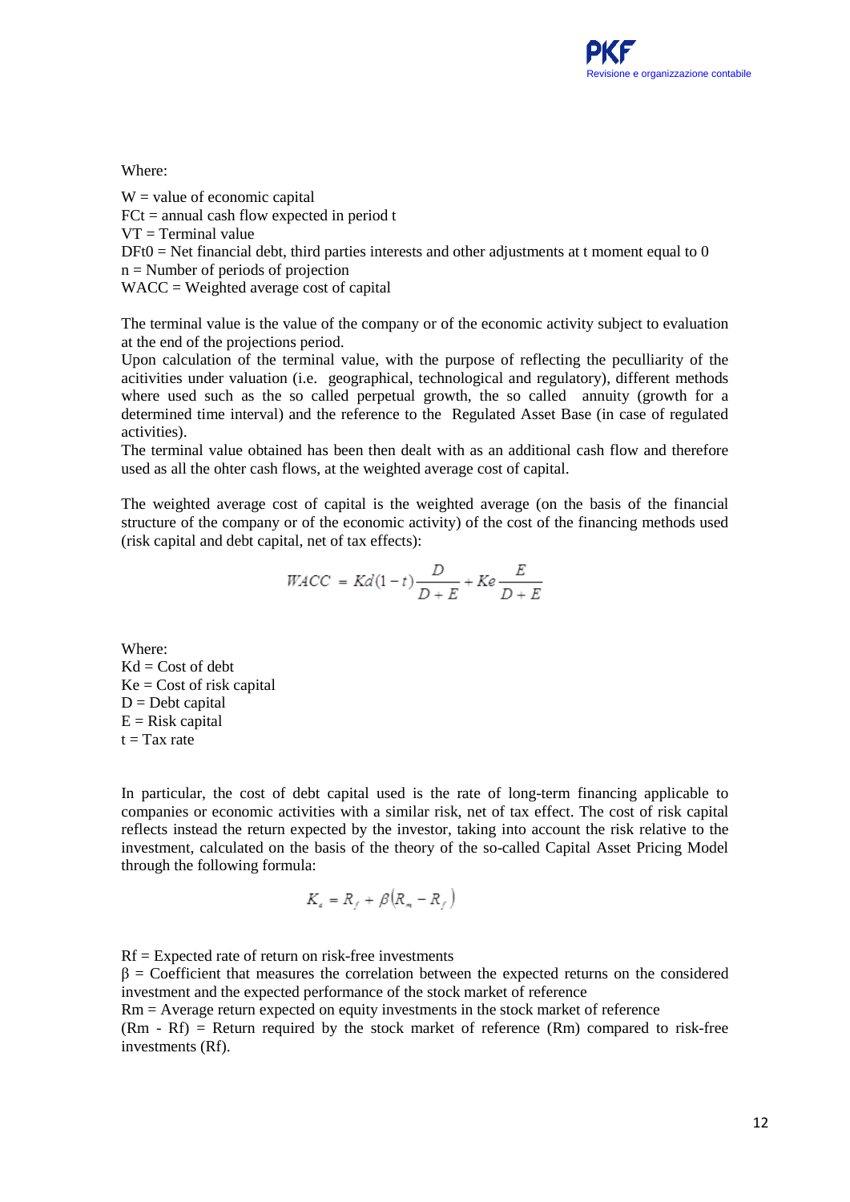Where:

W = value of economic capital
$FC_t$ = annual cash flow expected in period t
VT = Terminal value
$DF_{t0}$ = Net financial debt, third parties interests and other adjustments at t moment equal to 0
n = Number of periods of projection
WACC = Weighted average cost of capital

The terminal value is the value of the company or of the economic activity subject to evaluation at the end of the projections period.
Upon calculation of the terminal value, with the purpose of reflecting the peculliarity of the acitivities under valuation (i.e. geographical, technological and regulatory), different methods where used such as the so called perpetual growth, the so called annuity (growth for a determined time interval) and the reference to the Regulated Asset Base (in case of regulated activities).
The terminal value obtained has been then dealt with as an additional cash flow and therefore used as all the ohter cash flows, at the weighted average cost of capital.

The weighted average cost of capital is the weighted average (on the basis of the financial structure of the company or of the economic activity) of the cost of the financing methods used (risk capital and debt capital, net of tax effects):

$$WACC = Kd(1-t)\frac{D}{D+E} + Ke\frac{E}{D+E}$$

Where:
Kd = Cost of debt
Ke = Cost of risk capital
D = Debt capital
E = Risk capital
t = Tax rate

In particular, the cost of debt capital used is the rate of long-term financing applicable to companies or economic activities with a similar risk, net of tax effect. The cost of risk capital reflects instead the return expected by the investor, taking into account the risk relative to the investment, calculated on the basis of the theory of the so-called Capital Asset Pricing Model through the following formula:

$$K_e = R_f + \beta(R_m - R_f)$$

Rf = Expected rate of return on risk-free investments
β = Coefficient that measures the correlation between the expected returns on the considered investment and the expected performance of the stock market of reference
Rm = Average return expected on equity investments in the stock market of reference
(Rm - Rf) = Return required by the stock market of reference (Rm) compared to risk-free investments (Rf).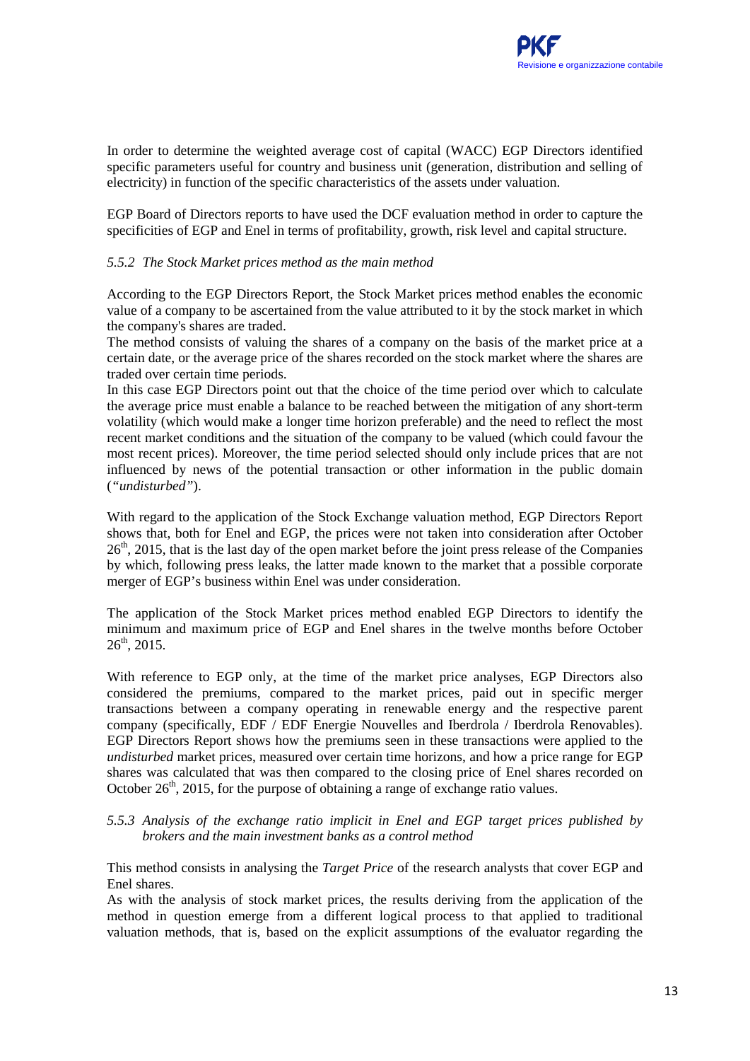In order to determine the weighted average cost of capital (WACC) EGP Directors identified specific parameters useful for country and business unit (generation, distribution and selling of electricity) in function of the specific characteristics of the assets under valuation.

EGP Board of Directors reports to have used the DCF evaluation method in order to capture the specificities of EGP and Enel in terms of profitability, growth, risk level and capital structure.

### *5.5.2 The Stock Market prices method as the main method*

According to the EGP Directors Report, the Stock Market prices method enables the economic value of a company to be ascertained from the value attributed to it by the stock market in which the company's shares are traded.

The method consists of valuing the shares of a company on the basis of the market price at a certain date, or the average price of the shares recorded on the stock market where the shares are traded over certain time periods.

In this case EGP Directors point out that the choice of the time period over which to calculate the average price must enable a balance to be reached between the mitigation of any short-term volatility (which would make a longer time horizon preferable) and the need to reflect the most recent market conditions and the situation of the company to be valued (which could favour the most recent prices). Moreover, the time period selected should only include prices that are not influenced by news of the potential transaction or other information in the public domain (*"undisturbed"*).

With regard to the application of the Stock Exchange valuation method, EGP Directors Report shows that, both for Enel and EGP, the prices were not taken into consideration after October 26th, 2015, that is the last day of the open market before the joint press release of the Companies by which, following press leaks, the latter made known to the market that a possible corporate merger of EGP's business within Enel was under consideration.

The application of the Stock Market prices method enabled EGP Directors to identify the minimum and maximum price of EGP and Enel shares in the twelve months before October 26th, 2015.

With reference to EGP only, at the time of the market price analyses, EGP Directors also considered the premiums, compared to the market prices, paid out in specific merger transactions between a company operating in renewable energy and the respective parent company (specifically, EDF / EDF Energie Nouvelles and Iberdrola / Iberdrola Renovables). EGP Directors Report shows how the premiums seen in these transactions were applied to the *undisturbed* market prices, measured over certain time horizons, and how a price range for EGP shares was calculated that was then compared to the closing price of Enel shares recorded on October 26th, 2015, for the purpose of obtaining a range of exchange ratio values.

### *5.5.3 Analysis of the exchange ratio implicit in Enel and EGP target prices published by brokers and the main investment banks as a control method*

This method consists in analysing the *Target Price* of the research analysts that cover EGP and Enel shares.

As with the analysis of stock market prices, the results deriving from the application of the method in question emerge from a different logical process to that applied to traditional valuation methods, that is, based on the explicit assumptions of the evaluator regarding the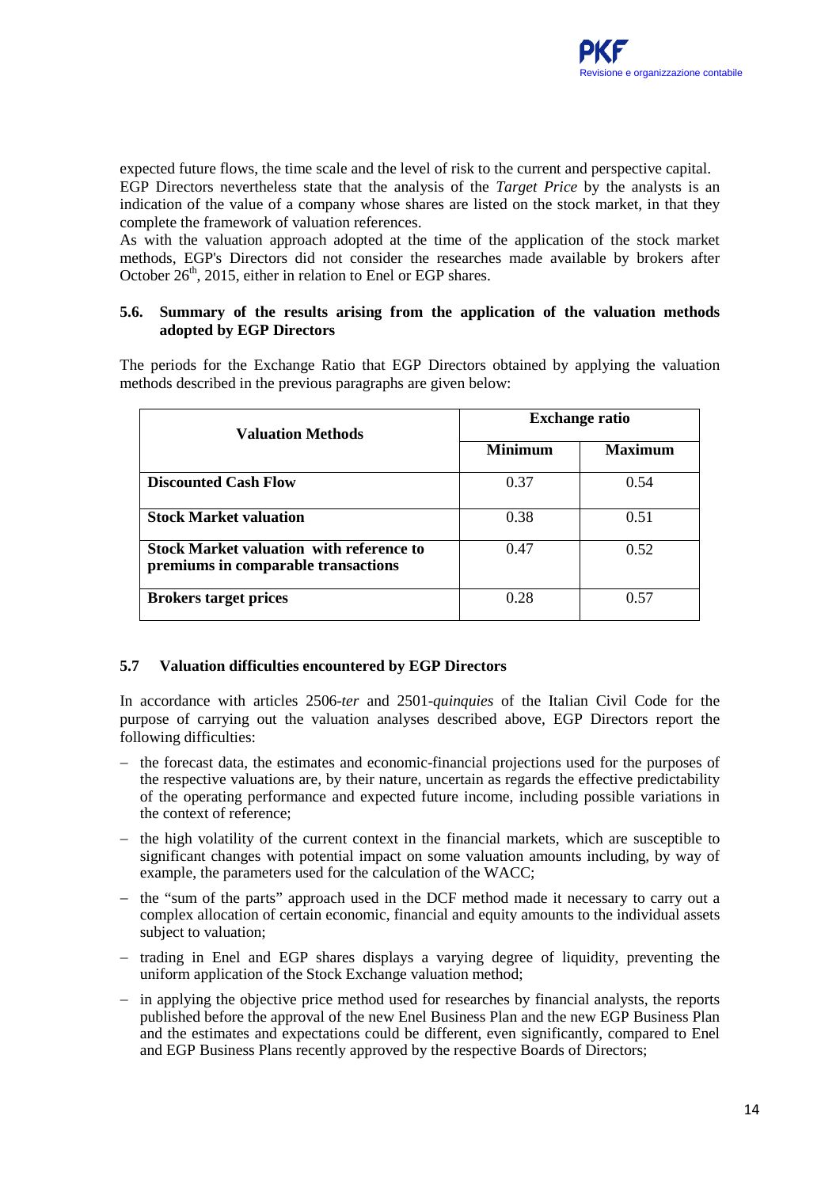expected future flows, the time scale and the level of risk to the current and perspective capital. EGP Directors nevertheless state that the analysis of the *Target Price* by the analysts is an indication of the value of a company whose shares are listed on the stock market, in that they complete the framework of valuation references.
As with the valuation approach adopted at the time of the application of the stock market methods, EGP's Directors did not consider the researches made available by brokers after October 26th, 2015, either in relation to Enel or EGP shares.

### 5.6. Summary of the results arising from the application of the valuation methods adopted by EGP Directors

The periods for the Exchange Ratio that EGP Directors obtained by applying the valuation methods described in the previous paragraphs are given below:

| Valuation Methods | Exchange ratio | |
|---|---|---|
| | **Minimum** | **Maximum** |
| **Discounted Cash Flow** | 0.37 | 0.54 |
| **Stock Market valuation** | 0.38 | 0.51 |
| **Stock Market valuation with reference to premiums in comparable transactions** | 0.47 | 0.52 |
| **Brokers target prices** | 0.28 | 0.57 |

### 5.7 Valuation difficulties encountered by EGP Directors

In accordance with articles 2506-*ter* and 2501-*quinquies* of the Italian Civil Code for the purpose of carrying out the valuation analyses described above, EGP Directors report the following difficulties:

- the forecast data, the estimates and economic-financial projections used for the purposes of the respective valuations are, by their nature, uncertain as regards the effective predictability of the operating performance and expected future income, including possible variations in the context of reference;
- the high volatility of the current context in the financial markets, which are susceptible to significant changes with potential impact on some valuation amounts including, by way of example, the parameters used for the calculation of the WACC;
- the "sum of the parts" approach used in the DCF method made it necessary to carry out a complex allocation of certain economic, financial and equity amounts to the individual assets subject to valuation;
- trading in Enel and EGP shares displays a varying degree of liquidity, preventing the uniform application of the Stock Exchange valuation method;
- in applying the objective price method used for researches by financial analysts, the reports published before the approval of the new Enel Business Plan and the new EGP Business Plan and the estimates and expectations could be different, even significantly, compared to Enel and EGP Business Plans recently approved by the respective Boards of Directors;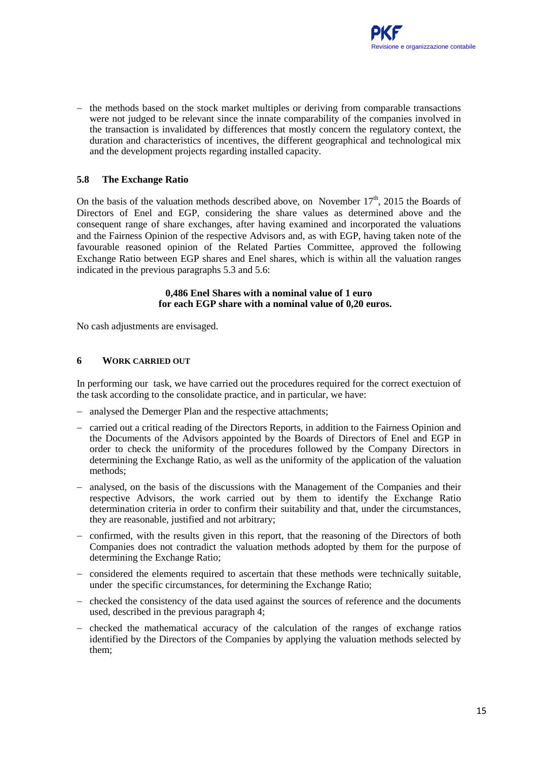– the methods based on the stock market multiples or deriving from comparable transactions were not judged to be relevant since the innate comparability of the companies involved in the transaction is invalidated by differences that mostly concern the regulatory context, the duration and characteristics of incentives, the different geographical and technological mix and the development projects regarding installed capacity.

### 5.8 The Exchange Ratio

On the basis of the valuation methods described above, on November 17th, 2015 the Boards of Directors of Enel and EGP, considering the share values as determined above and the consequent range of share exchanges, after having examined and incorporated the valuations and the Fairness Opinion of the respective Advisors and, as with EGP, having taken note of the favourable reasoned opinion of the Related Parties Committee, approved the following Exchange Ratio between EGP shares and Enel shares, which is within all the valuation ranges indicated in the previous paragraphs 5.3 and 5.6:

**0,486 Enel Shares with a nominal value of 1 euro for each EGP share with a nominal value of 0,20 euros.**

No cash adjustments are envisaged.

## 6 WORK CARRIED OUT

In performing our task, we have carried out the procedures required for the correct exectuion of the task according to the consolidate practice, and in particular, we have:

– analysed the Demerger Plan and the respective attachments;

– carried out a critical reading of the Directors Reports, in addition to the Fairness Opinion and the Documents of the Advisors appointed by the Boards of Directors of Enel and EGP in order to check the uniformity of the procedures followed by the Company Directors in determining the Exchange Ratio, as well as the uniformity of the application of the valuation methods;

– analysed, on the basis of the discussions with the Management of the Companies and their respective Advisors, the work carried out by them to identify the Exchange Ratio determination criteria in order to confirm their suitability and that, under the circumstances, they are reasonable, justified and not arbitrary;

– confirmed, with the results given in this report, that the reasoning of the Directors of both Companies does not contradict the valuation methods adopted by them for the purpose of determining the Exchange Ratio;

– considered the elements required to ascertain that these methods were technically suitable, under the specific circumstances, for determining the Exchange Ratio;

– checked the consistency of the data used against the sources of reference and the documents used, described in the previous paragraph 4;

– checked the mathematical accuracy of the calculation of the ranges of exchange ratios identified by the Directors of the Companies by applying the valuation methods selected by them;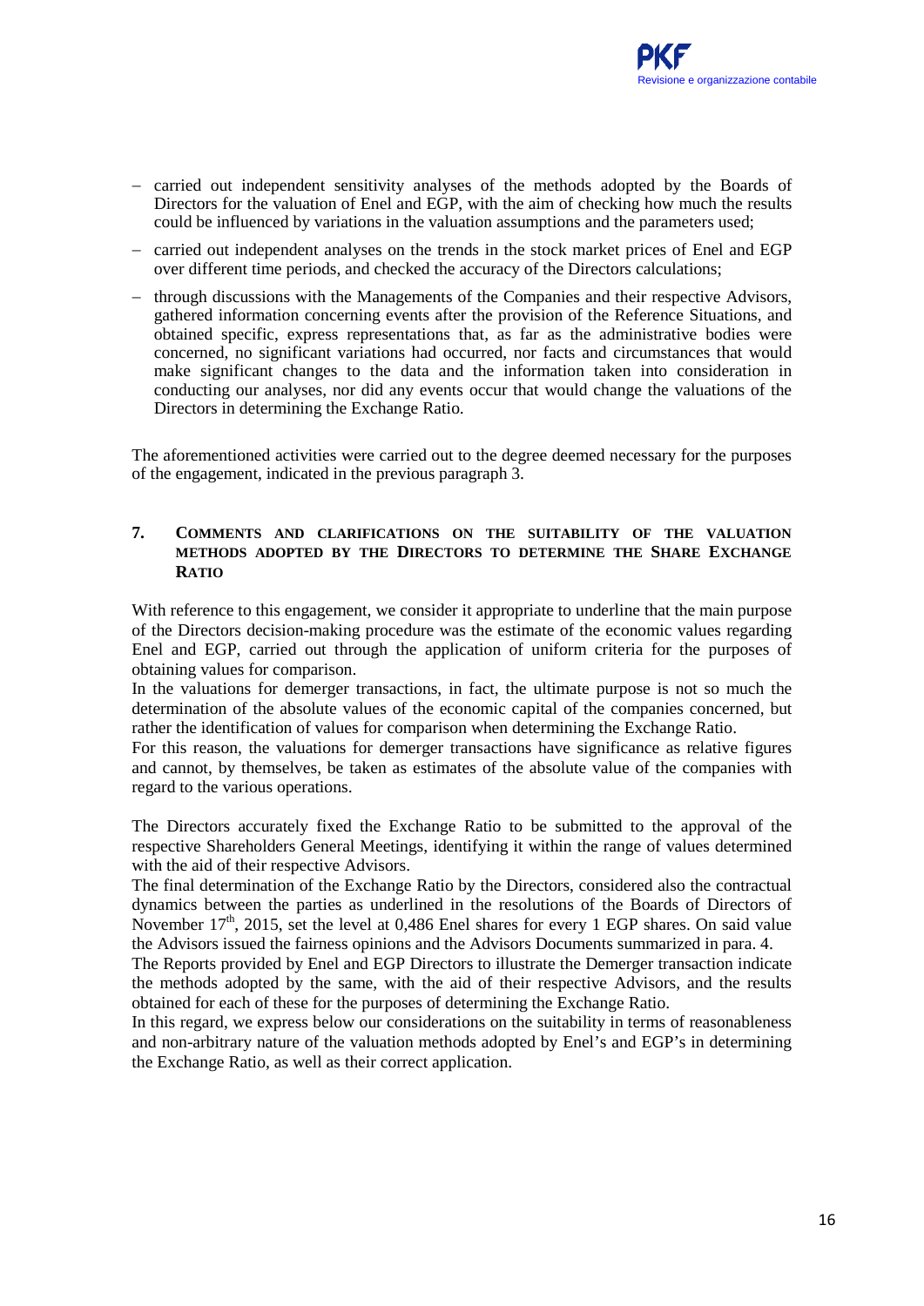- carried out independent sensitivity analyses of the methods adopted by the Boards of Directors for the valuation of Enel and EGP, with the aim of checking how much the results could be influenced by variations in the valuation assumptions and the parameters used;
- carried out independent analyses on the trends in the stock market prices of Enel and EGP over different time periods, and checked the accuracy of the Directors calculations;
- through discussions with the Managements of the Companies and their respective Advisors, gathered information concerning events after the provision of the Reference Situations, and obtained specific, express representations that, as far as the administrative bodies were concerned, no significant variations had occurred, nor facts and circumstances that would make significant changes to the data and the information taken into consideration in conducting our analyses, nor did any events occur that would change the valuations of the Directors in determining the Exchange Ratio.

The aforementioned activities were carried out to the degree deemed necessary for the purposes of the engagement, indicated in the previous paragraph 3.

## 7. Comments and clarifications on the suitability of the valuation methods adopted by the Directors to determine the Share Exchange Ratio

With reference to this engagement, we consider it appropriate to underline that the main purpose of the Directors decision-making procedure was the estimate of the economic values regarding Enel and EGP, carried out through the application of uniform criteria for the purposes of obtaining values for comparison.
In the valuations for demerger transactions, in fact, the ultimate purpose is not so much the determination of the absolute values of the economic capital of the companies concerned, but rather the identification of values for comparison when determining the Exchange Ratio.
For this reason, the valuations for demerger transactions have significance as relative figures and cannot, by themselves, be taken as estimates of the absolute value of the companies with regard to the various operations.

The Directors accurately fixed the Exchange Ratio to be submitted to the approval of the respective Shareholders General Meetings, identifying it within the range of values determined with the aid of their respective Advisors.
The final determination of the Exchange Ratio by the Directors, considered also the contractual dynamics between the parties as underlined in the resolutions of the Boards of Directors of November 17th, 2015, set the level at 0,486 Enel shares for every 1 EGP shares. On said value the Advisors issued the fairness opinions and the Advisors Documents summarized in para. 4.
The Reports provided by Enel and EGP Directors to illustrate the Demerger transaction indicate the methods adopted by the same, with the aid of their respective Advisors, and the results obtained for each of these for the purposes of determining the Exchange Ratio.
In this regard, we express below our considerations on the suitability in terms of reasonableness and non-arbitrary nature of the valuation methods adopted by Enel's and EGP's in determining the Exchange Ratio, as well as their correct application.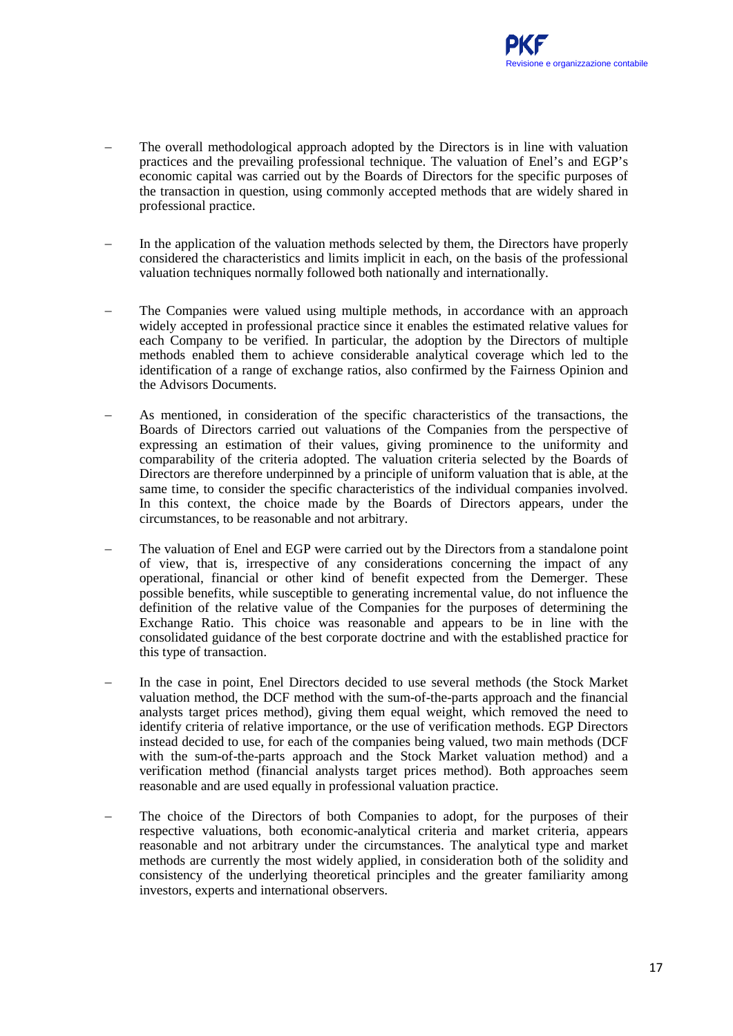- The overall methodological approach adopted by the Directors is in line with valuation practices and the prevailing professional technique. The valuation of Enel's and EGP's economic capital was carried out by the Boards of Directors for the specific purposes of the transaction in question, using commonly accepted methods that are widely shared in professional practice.

- In the application of the valuation methods selected by them, the Directors have properly considered the characteristics and limits implicit in each, on the basis of the professional valuation techniques normally followed both nationally and internationally.

- The Companies were valued using multiple methods, in accordance with an approach widely accepted in professional practice since it enables the estimated relative values for each Company to be verified. In particular, the adoption by the Directors of multiple methods enabled them to achieve considerable analytical coverage which led to the identification of a range of exchange ratios, also confirmed by the Fairness Opinion and the Advisors Documents.

- As mentioned, in consideration of the specific characteristics of the transactions, the Boards of Directors carried out valuations of the Companies from the perspective of expressing an estimation of their values, giving prominence to the uniformity and comparability of the criteria adopted. The valuation criteria selected by the Boards of Directors are therefore underpinned by a principle of uniform valuation that is able, at the same time, to consider the specific characteristics of the individual companies involved. In this context, the choice made by the Boards of Directors appears, under the circumstances, to be reasonable and not arbitrary.

- The valuation of Enel and EGP were carried out by the Directors from a standalone point of view, that is, irrespective of any considerations concerning the impact of any operational, financial or other kind of benefit expected from the Demerger. These possible benefits, while susceptible to generating incremental value, do not influence the definition of the relative value of the Companies for the purposes of determining the Exchange Ratio. This choice was reasonable and appears to be in line with the consolidated guidance of the best corporate doctrine and with the established practice for this type of transaction.

- In the case in point, Enel Directors decided to use several methods (the Stock Market valuation method, the DCF method with the sum-of-the-parts approach and the financial analysts target prices method), giving them equal weight, which removed the need to identify criteria of relative importance, or the use of verification methods. EGP Directors instead decided to use, for each of the companies being valued, two main methods (DCF with the sum-of-the-parts approach and the Stock Market valuation method) and a verification method (financial analysts target prices method). Both approaches seem reasonable and are used equally in professional valuation practice.

- The choice of the Directors of both Companies to adopt, for the purposes of their respective valuations, both economic-analytical criteria and market criteria, appears reasonable and not arbitrary under the circumstances. The analytical type and market methods are currently the most widely applied, in consideration both of the solidity and consistency of the underlying theoretical principles and the greater familiarity among investors, experts and international observers.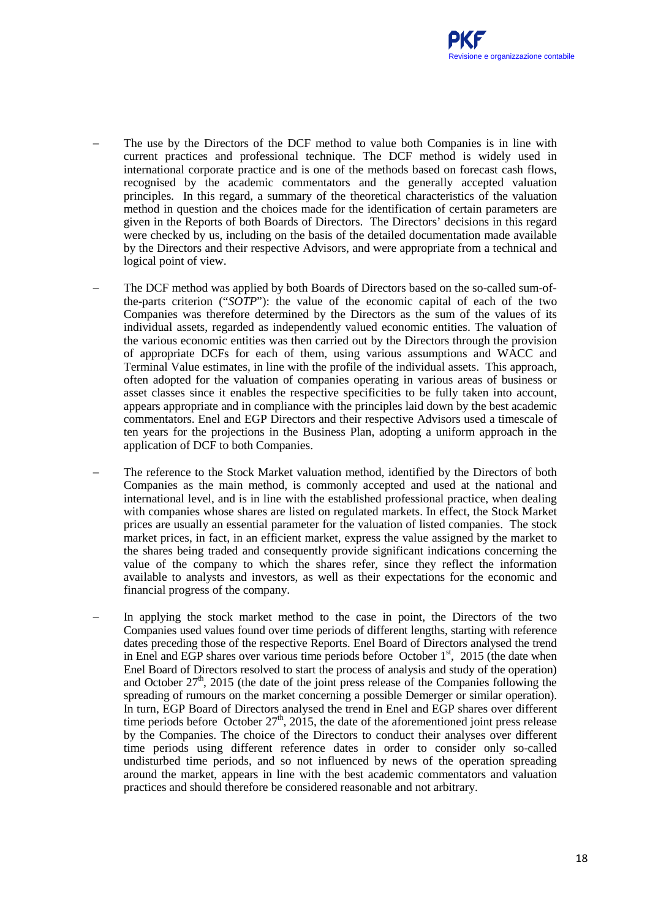- The use by the Directors of the DCF method to value both Companies is in line with current practices and professional technique. The DCF method is widely used in international corporate practice and is one of the methods based on forecast cash flows, recognised by the academic commentators and the generally accepted valuation principles. In this regard, a summary of the theoretical characteristics of the valuation method in question and the choices made for the identification of certain parameters are given in the Reports of both Boards of Directors. The Directors' decisions in this regard were checked by us, including on the basis of the detailed documentation made available by the Directors and their respective Advisors, and were appropriate from a technical and logical point of view.

- The DCF method was applied by both Boards of Directors based on the so-called sum-of-the-parts criterion ("*SOTP*"): the value of the economic capital of each of the two Companies was therefore determined by the Directors as the sum of the values of its individual assets, regarded as independently valued economic entities. The valuation of the various economic entities was then carried out by the Directors through the provision of appropriate DCFs for each of them, using various assumptions and WACC and Terminal Value estimates, in line with the profile of the individual assets. This approach, often adopted for the valuation of companies operating in various areas of business or asset classes since it enables the respective specificities to be fully taken into account, appears appropriate and in compliance with the principles laid down by the best academic commentators. Enel and EGP Directors and their respective Advisors used a timescale of ten years for the projections in the Business Plan, adopting a uniform approach in the application of DCF to both Companies.

- The reference to the Stock Market valuation method, identified by the Directors of both Companies as the main method, is commonly accepted and used at the national and international level, and is in line with the established professional practice, when dealing with companies whose shares are listed on regulated markets. In effect, the Stock Market prices are usually an essential parameter for the valuation of listed companies. The stock market prices, in fact, in an efficient market, express the value assigned by the market to the shares being traded and consequently provide significant indications concerning the value of the company to which the shares refer, since they reflect the information available to analysts and investors, as well as their expectations for the economic and financial progress of the company.

- In applying the stock market method to the case in point, the Directors of the two Companies used values found over time periods of different lengths, starting with reference dates preceding those of the respective Reports. Enel Board of Directors analysed the trend in Enel and EGP shares over various time periods before October 1st, 2015 (the date when Enel Board of Directors resolved to start the process of analysis and study of the operation) and October 27th, 2015 (the date of the joint press release of the Companies following the spreading of rumours on the market concerning a possible Demerger or similar operation). In turn, EGP Board of Directors analysed the trend in Enel and EGP shares over different time periods before October 27th, 2015, the date of the aforementioned joint press release by the Companies. The choice of the Directors to conduct their analyses over different time periods using different reference dates in order to consider only so-called undisturbed time periods, and so not influenced by news of the operation spreading around the market, appears in line with the best academic commentators and valuation practices and should therefore be considered reasonable and not arbitrary.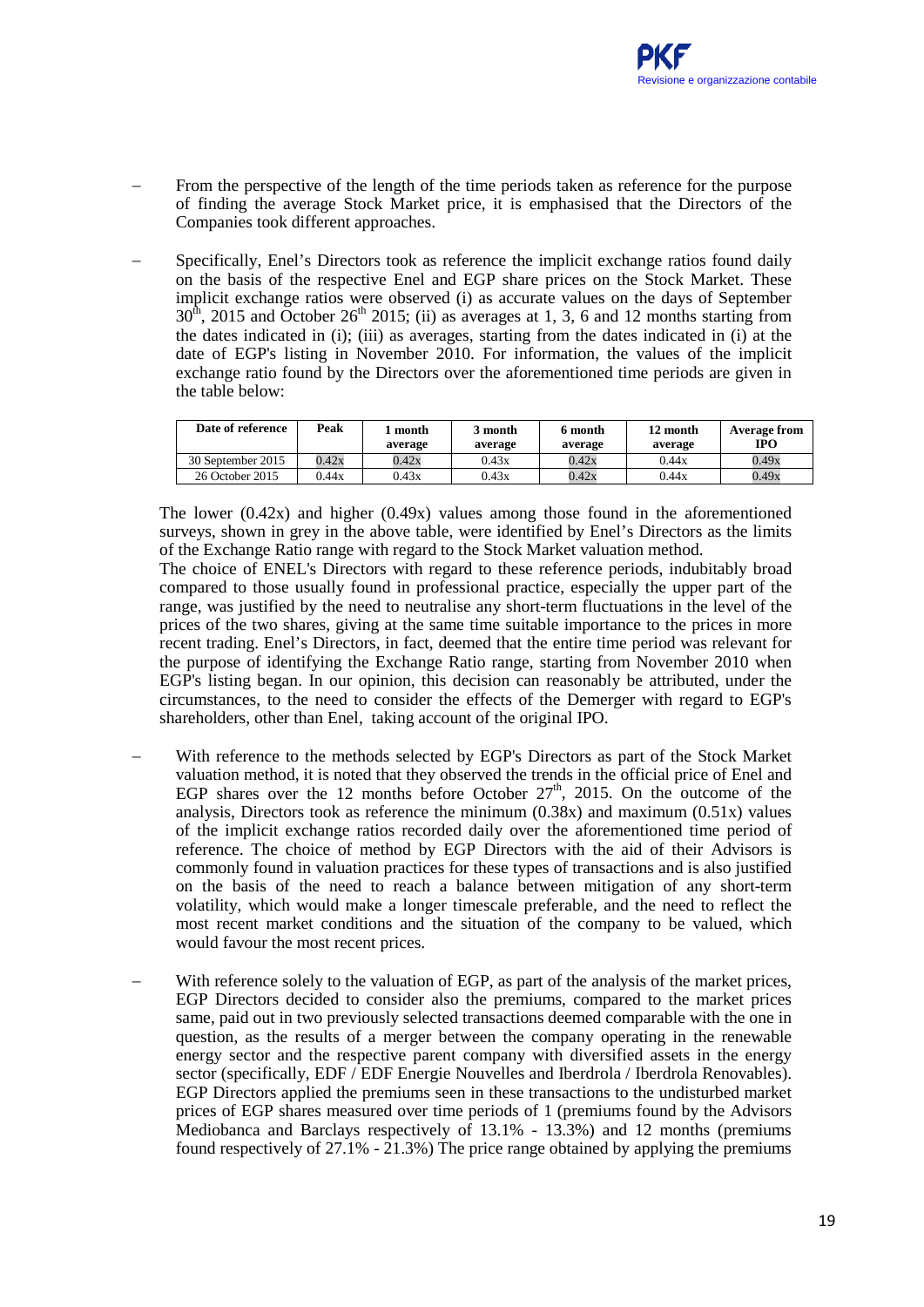- From the perspective of the length of the time periods taken as reference for the purpose of finding the average Stock Market price, it is emphasised that the Directors of the Companies took different approaches.

- Specifically, Enel's Directors took as reference the implicit exchange ratios found daily on the basis of the respective Enel and EGP share prices on the Stock Market. These implicit exchange ratios were observed (i) as accurate values on the days of September 30th, 2015 and October 26th 2015; (ii) as averages at 1, 3, 6 and 12 months starting from the dates indicated in (i); (iii) as averages, starting from the dates indicated in (i) at the date of EGP's listing in November 2010. For information, the values of the implicit exchange ratio found by the Directors over the aforementioned time periods are given in the table below:

| Date of reference | Peak | 1 month average | 3 month average | 6 month average | 12 month average | Average from IPO |
|---|---|---|---|---|---|---|
| 30 September 2015 | 0.42x | 0.42x | 0.43x | 0.42x | 0.44x | 0.49x |
| 26 October 2015 | 0.44x | 0.43x | 0.43x | 0.42x | 0.44x | 0.49x |

The lower (0.42x) and higher (0.49x) values among those found in the aforementioned surveys, shown in grey in the above table, were identified by Enel's Directors as the limits of the Exchange Ratio range with regard to the Stock Market valuation method.
The choice of ENEL's Directors with regard to these reference periods, indubitably broad compared to those usually found in professional practice, especially the upper part of the range, was justified by the need to neutralise any short-term fluctuations in the level of the prices of the two shares, giving at the same time suitable importance to the prices in more recent trading. Enel's Directors, in fact, deemed that the entire time period was relevant for the purpose of identifying the Exchange Ratio range, starting from November 2010 when EGP's listing began. In our opinion, this decision can reasonably be attributed, under the circumstances, to the need to consider the effects of the Demerger with regard to EGP's shareholders, other than Enel, taking account of the original IPO.

- With reference to the methods selected by EGP's Directors as part of the Stock Market valuation method, it is noted that they observed the trends in the official price of Enel and EGP shares over the 12 months before October 27th, 2015. On the outcome of the analysis, Directors took as reference the minimum (0.38x) and maximum (0.51x) values of the implicit exchange ratios recorded daily over the aforementioned time period of reference. The choice of method by EGP Directors with the aid of their Advisors is commonly found in valuation practices for these types of transactions and is also justified on the basis of the need to reach a balance between mitigation of any short-term volatility, which would make a longer timescale preferable, and the need to reflect the most recent market conditions and the situation of the company to be valued, which would favour the most recent prices.

- With reference solely to the valuation of EGP, as part of the analysis of the market prices, EGP Directors decided to consider also the premiums, compared to the market prices same, paid out in two previously selected transactions deemed comparable with the one in question, as the results of a merger between the company operating in the renewable energy sector and the respective parent company with diversified assets in the energy sector (specifically, EDF / EDF Energie Nouvelles and Iberdrola / Iberdrola Renovables). EGP Directors applied the premiums seen in these transactions to the undisturbed market prices of EGP shares measured over time periods of 1 (premiums found by the Advisors Mediobanca and Barclays respectively of 13.1% - 13.3%) and 12 months (premiums found respectively of 27.1% - 21.3%) The price range obtained by applying the premiums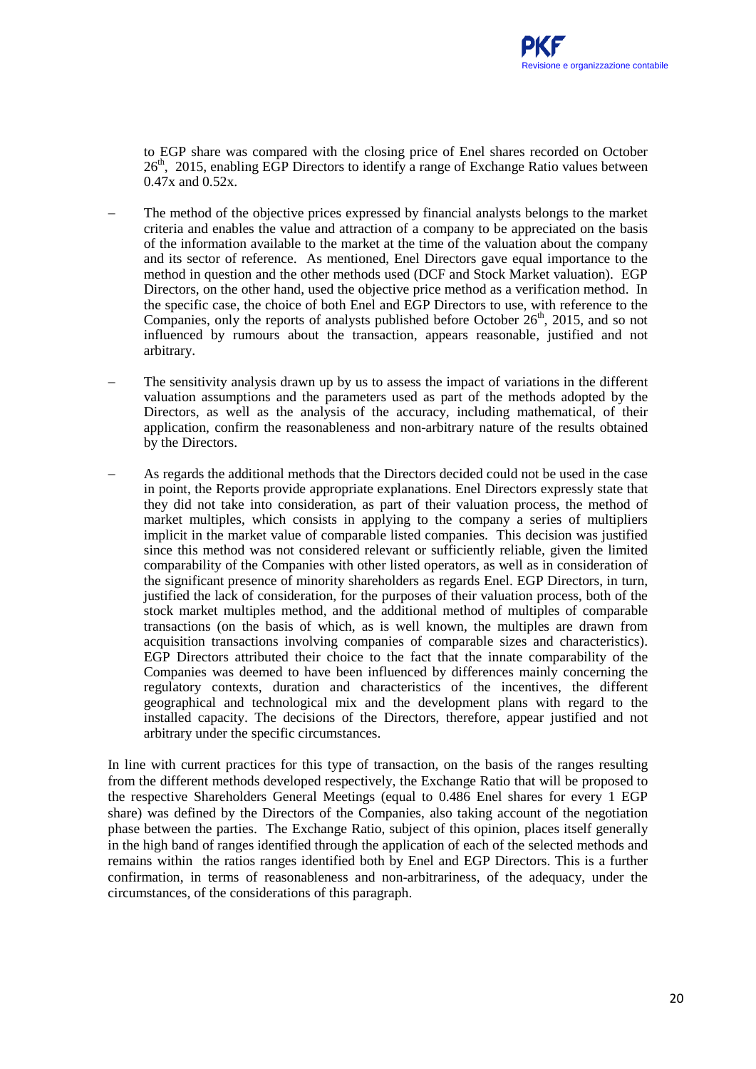to EGP share was compared with the closing price of Enel shares recorded on October 26th, 2015, enabling EGP Directors to identify a range of Exchange Ratio values between 0.47x and 0.52x.

- The method of the objective prices expressed by financial analysts belongs to the market criteria and enables the value and attraction of a company to be appreciated on the basis of the information available to the market at the time of the valuation about the company and its sector of reference. As mentioned, Enel Directors gave equal importance to the method in question and the other methods used (DCF and Stock Market valuation). EGP Directors, on the other hand, used the objective price method as a verification method. In the specific case, the choice of both Enel and EGP Directors to use, with reference to the Companies, only the reports of analysts published before October 26th, 2015, and so not influenced by rumours about the transaction, appears reasonable, justified and not arbitrary.

- The sensitivity analysis drawn up by us to assess the impact of variations in the different valuation assumptions and the parameters used as part of the methods adopted by the Directors, as well as the analysis of the accuracy, including mathematical, of their application, confirm the reasonableness and non-arbitrary nature of the results obtained by the Directors.

- As regards the additional methods that the Directors decided could not be used in the case in point, the Reports provide appropriate explanations. Enel Directors expressly state that they did not take into consideration, as part of their valuation process, the method of market multiples, which consists in applying to the company a series of multipliers implicit in the market value of comparable listed companies. This decision was justified since this method was not considered relevant or sufficiently reliable, given the limited comparability of the Companies with other listed operators, as well as in consideration of the significant presence of minority shareholders as regards Enel. EGP Directors, in turn, justified the lack of consideration, for the purposes of their valuation process, both of the stock market multiples method, and the additional method of multiples of comparable transactions (on the basis of which, as is well known, the multiples are drawn from acquisition transactions involving companies of comparable sizes and characteristics). EGP Directors attributed their choice to the fact that the innate comparability of the Companies was deemed to have been influenced by differences mainly concerning the regulatory contexts, duration and characteristics of the incentives, the different geographical and technological mix and the development plans with regard to the installed capacity. The decisions of the Directors, therefore, appear justified and not arbitrary under the specific circumstances.

In line with current practices for this type of transaction, on the basis of the ranges resulting from the different methods developed respectively, the Exchange Ratio that will be proposed to the respective Shareholders General Meetings (equal to 0.486 Enel shares for every 1 EGP share) was defined by the Directors of the Companies, also taking account of the negotiation phase between the parties. The Exchange Ratio, subject of this opinion, places itself generally in the high band of ranges identified through the application of each of the selected methods and remains within the ratios ranges identified both by Enel and EGP Directors. This is a further confirmation, in terms of reasonableness and non-arbitrariness, of the adequacy, under the circumstances, of the considerations of this paragraph.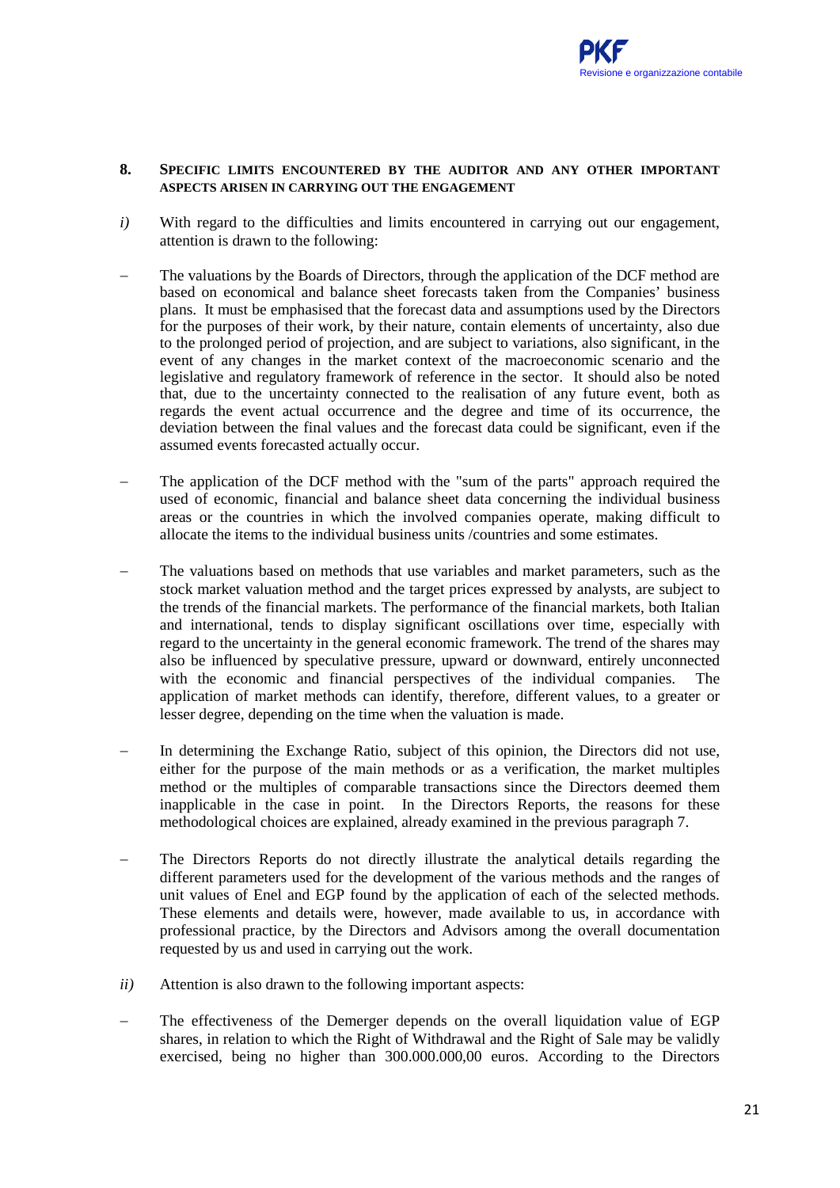## 8. Specific limits encountered by the auditor and any other important aspects arisen in carrying out the engagement

*i)* With regard to the difficulties and limits encountered in carrying out our engagement, attention is drawn to the following:

- The valuations by the Boards of Directors, through the application of the DCF method are based on economical and balance sheet forecasts taken from the Companies' business plans. It must be emphasised that the forecast data and assumptions used by the Directors for the purposes of their work, by their nature, contain elements of uncertainty, also due to the prolonged period of projection, and are subject to variations, also significant, in the event of any changes in the market context of the macroeconomic scenario and the legislative and regulatory framework of reference in the sector. It should also be noted that, due to the uncertainty connected to the realisation of any future event, both as regards the event actual occurrence and the degree and time of its occurrence, the deviation between the final values and the forecast data could be significant, even if the assumed events forecasted actually occur.

- The application of the DCF method with the "sum of the parts" approach required the used of economic, financial and balance sheet data concerning the individual business areas or the countries in which the involved companies operate, making difficult to allocate the items to the individual business units /countries and some estimates.

- The valuations based on methods that use variables and market parameters, such as the stock market valuation method and the target prices expressed by analysts, are subject to the trends of the financial markets. The performance of the financial markets, both Italian and international, tends to display significant oscillations over time, especially with regard to the uncertainty in the general economic framework. The trend of the shares may also be influenced by speculative pressure, upward or downward, entirely unconnected with the economic and financial perspectives of the individual companies. The application of market methods can identify, therefore, different values, to a greater or lesser degree, depending on the time when the valuation is made.

- In determining the Exchange Ratio, subject of this opinion, the Directors did not use, either for the purpose of the main methods or as a verification, the market multiples method or the multiples of comparable transactions since the Directors deemed them inapplicable in the case in point. In the Directors Reports, the reasons for these methodological choices are explained, already examined in the previous paragraph 7.

- The Directors Reports do not directly illustrate the analytical details regarding the different parameters used for the development of the various methods and the ranges of unit values of Enel and EGP found by the application of each of the selected methods. These elements and details were, however, made available to us, in accordance with professional practice, by the Directors and Advisors among the overall documentation requested by us and used in carrying out the work.

*ii)* Attention is also drawn to the following important aspects:

- The effectiveness of the Demerger depends on the overall liquidation value of EGP shares, in relation to which the Right of Withdrawal and the Right of Sale may be validly exercised, being no higher than 300.000.000,00 euros. According to the Directors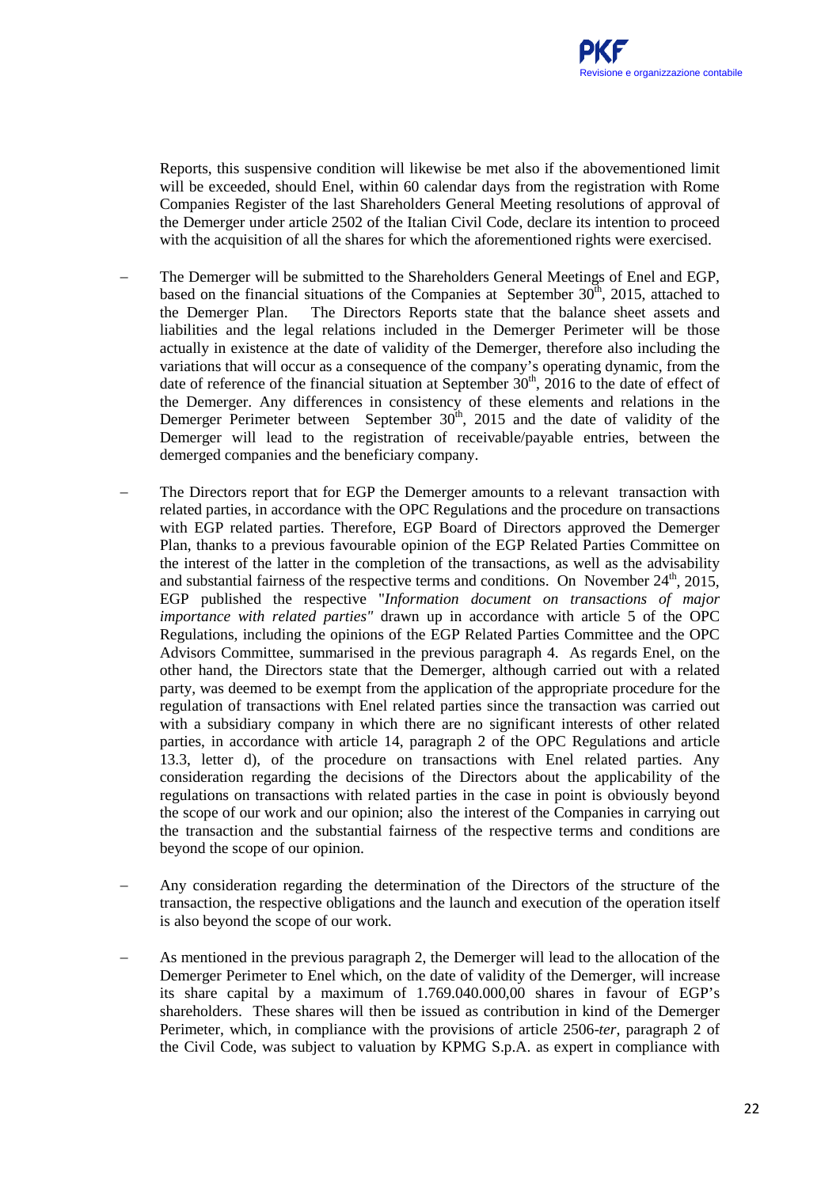Reports, this suspensive condition will likewise be met also if the abovementioned limit will be exceeded, should Enel, within 60 calendar days from the registration with Rome Companies Register of the last Shareholders General Meeting resolutions of approval of the Demerger under article 2502 of the Italian Civil Code, declare its intention to proceed with the acquisition of all the shares for which the aforementioned rights were exercised.

- The Demerger will be submitted to the Shareholders General Meetings of Enel and EGP, based on the financial situations of the Companies at September 30th, 2015, attached to the Demerger Plan. The Directors Reports state that the balance sheet assets and liabilities and the legal relations included in the Demerger Perimeter will be those actually in existence at the date of validity of the Demerger, therefore also including the variations that will occur as a consequence of the company's operating dynamic, from the date of reference of the financial situation at September 30th, 2016 to the date of effect of the Demerger. Any differences in consistency of these elements and relations in the Demerger Perimeter between September 30th, 2015 and the date of validity of the Demerger will lead to the registration of receivable/payable entries, between the demerged companies and the beneficiary company.

- The Directors report that for EGP the Demerger amounts to a relevant transaction with related parties, in accordance with the OPC Regulations and the procedure on transactions with EGP related parties. Therefore, EGP Board of Directors approved the Demerger Plan, thanks to a previous favourable opinion of the EGP Related Parties Committee on the interest of the latter in the completion of the transactions, as well as the advisability and substantial fairness of the respective terms and conditions. On November 24th, 2015, EGP published the respective "*Information document on transactions of major importance with related parties"* drawn up in accordance with article 5 of the OPC Regulations, including the opinions of the EGP Related Parties Committee and the OPC Advisors Committee, summarised in the previous paragraph 4. As regards Enel, on the other hand, the Directors state that the Demerger, although carried out with a related party, was deemed to be exempt from the application of the appropriate procedure for the regulation of transactions with Enel related parties since the transaction was carried out with a subsidiary company in which there are no significant interests of other related parties, in accordance with article 14, paragraph 2 of the OPC Regulations and article 13.3, letter d), of the procedure on transactions with Enel related parties. Any consideration regarding the decisions of the Directors about the applicability of the regulations on transactions with related parties in the case in point is obviously beyond the scope of our work and our opinion; also the interest of the Companies in carrying out the transaction and the substantial fairness of the respective terms and conditions are beyond the scope of our opinion.

- Any consideration regarding the determination of the Directors of the structure of the transaction, the respective obligations and the launch and execution of the operation itself is also beyond the scope of our work.

- As mentioned in the previous paragraph 2, the Demerger will lead to the allocation of the Demerger Perimeter to Enel which, on the date of validity of the Demerger, will increase its share capital by a maximum of 1.769.040.000,00 shares in favour of EGP's shareholders. These shares will then be issued as contribution in kind of the Demerger Perimeter, which, in compliance with the provisions of article 2506-*ter*, paragraph 2 of the Civil Code, was subject to valuation by KPMG S.p.A. as expert in compliance with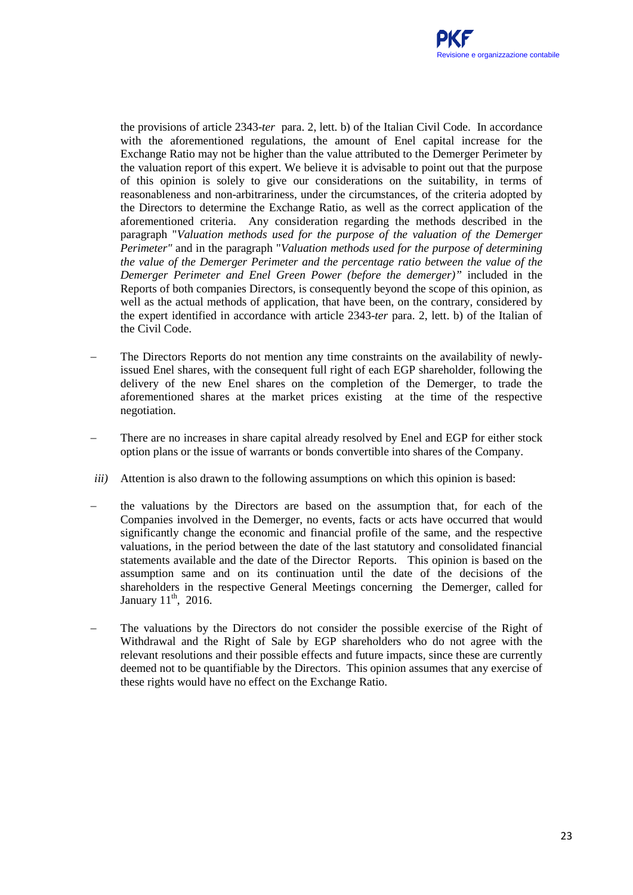the provisions of article 2343-*ter* para. 2, lett. b) of the Italian Civil Code. In accordance with the aforementioned regulations, the amount of Enel capital increase for the Exchange Ratio may not be higher than the value attributed to the Demerger Perimeter by the valuation report of this expert. We believe it is advisable to point out that the purpose of this opinion is solely to give our considerations on the suitability, in terms of reasonableness and non-arbitrariness, under the circumstances, of the criteria adopted by the Directors to determine the Exchange Ratio, as well as the correct application of the aforementioned criteria. Any consideration regarding the methods described in the paragraph "*Valuation methods used for the purpose of the valuation of the Demerger Perimeter"* and in the paragraph "*Valuation methods used for the purpose of determining the value of the Demerger Perimeter and the percentage ratio between the value of the Demerger Perimeter and Enel Green Power (before the demerger)"* included in the Reports of both companies Directors, is consequently beyond the scope of this opinion, as well as the actual methods of application, that have been, on the contrary, considered by the expert identified in accordance with article 2343-*ter* para. 2, lett. b) of the Italian of the Civil Code.

- The Directors Reports do not mention any time constraints on the availability of newly-issued Enel shares, with the consequent full right of each EGP shareholder, following the delivery of the new Enel shares on the completion of the Demerger, to trade the aforementioned shares at the market prices existing at the time of the respective negotiation.

- There are no increases in share capital already resolved by Enel and EGP for either stock option plans or the issue of warrants or bonds convertible into shares of the Company.

*iii)* Attention is also drawn to the following assumptions on which this opinion is based:

- the valuations by the Directors are based on the assumption that, for each of the Companies involved in the Demerger, no events, facts or acts have occurred that would significantly change the economic and financial profile of the same, and the respective valuations, in the period between the date of the last statutory and consolidated financial statements available and the date of the Director Reports. This opinion is based on the assumption same and on its continuation until the date of the decisions of the shareholders in the respective General Meetings concerning the Demerger, called for January 11th, 2016.

- The valuations by the Directors do not consider the possible exercise of the Right of Withdrawal and the Right of Sale by EGP shareholders who do not agree with the relevant resolutions and their possible effects and future impacts, since these are currently deemed not to be quantifiable by the Directors. This opinion assumes that any exercise of these rights would have no effect on the Exchange Ratio.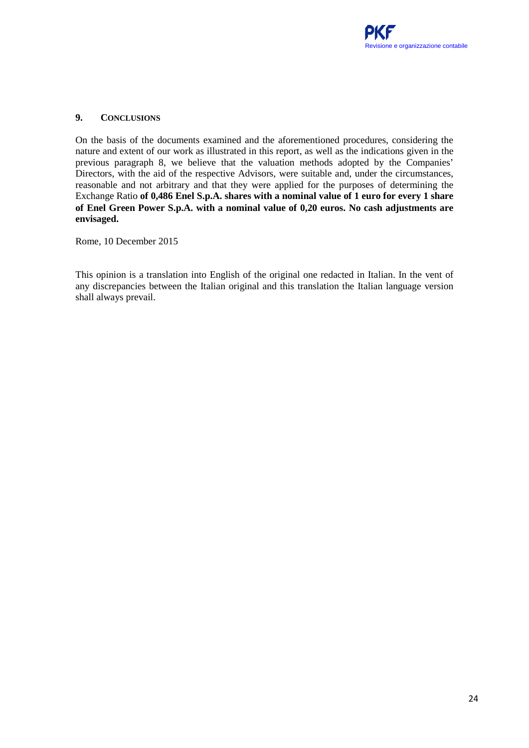## 9. CONCLUSIONS

On the basis of the documents examined and the aforementioned procedures, considering the nature and extent of our work as illustrated in this report, as well as the indications given in the previous paragraph 8, we believe that the valuation methods adopted by the Companies' Directors, with the aid of the respective Advisors, were suitable and, under the circumstances, reasonable and not arbitrary and that they were applied for the purposes of determining the Exchange Ratio **of 0,486 Enel S.p.A. shares with a nominal value of 1 euro for every 1 share of Enel Green Power S.p.A. with a nominal value of 0,20 euros. No cash adjustments are envisaged.**

Rome, 10 December 2015

This opinion is a translation into English of the original one redacted in Italian. In the vent of any discrepancies between the Italian original and this translation the Italian language version shall always prevail.